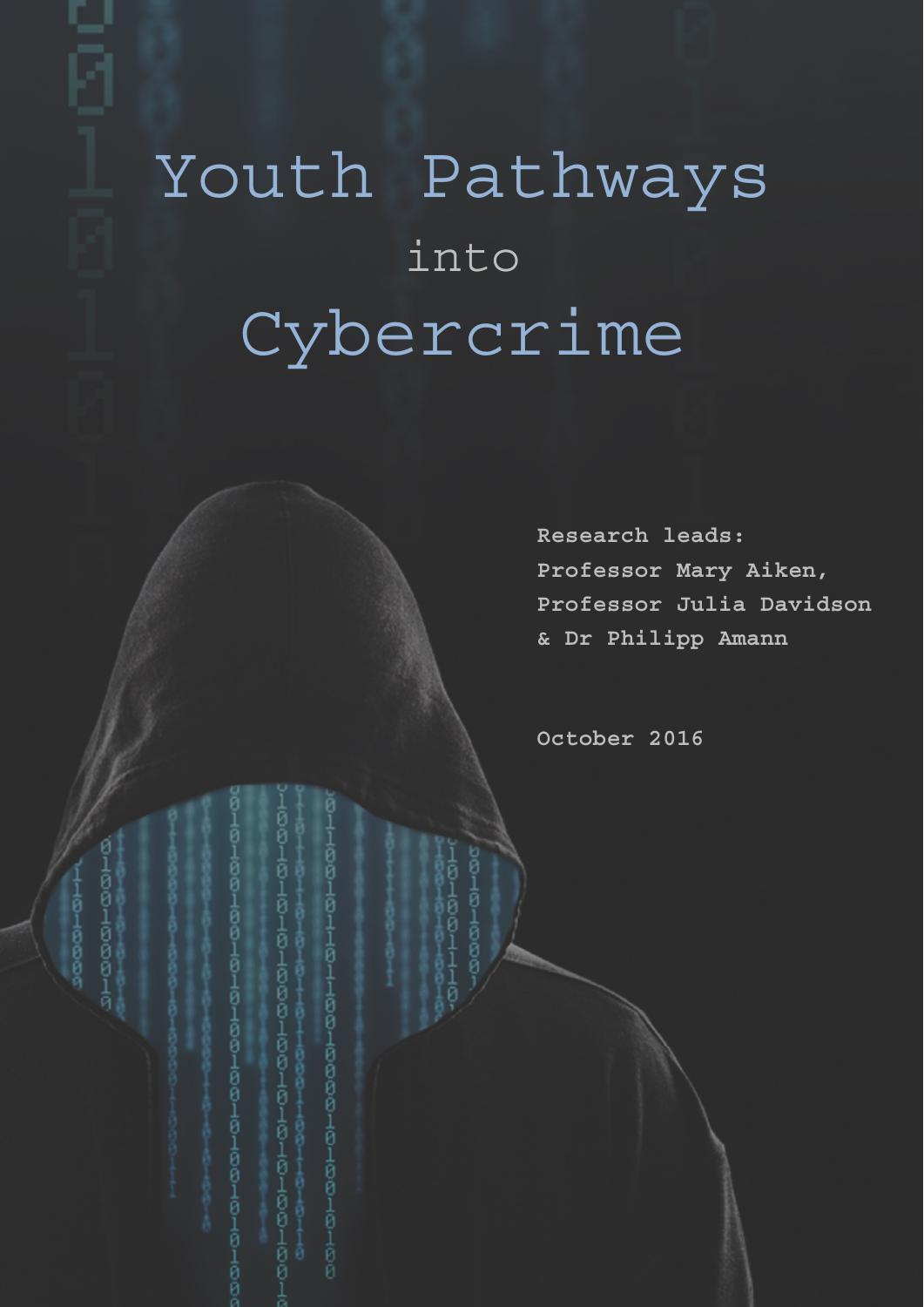# Youth Pathways into Cybercrime

**Research leads:**
**Professor Mary Aiken,**
**Professor Julia Davidson**
**& Dr Philipp Amann**

**October 2016**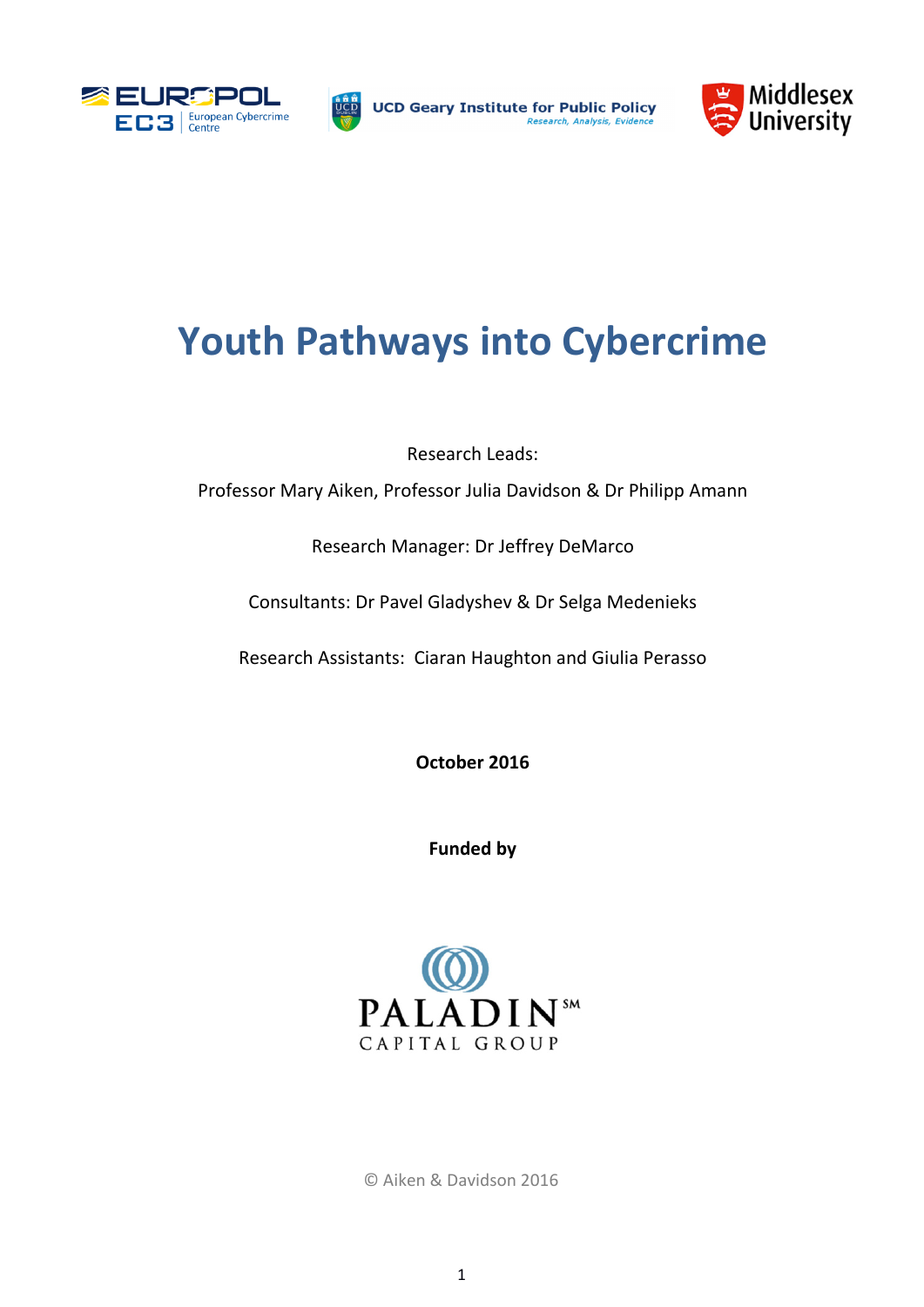# Youth Pathways into Cybercrime

Research Leads:

Professor Mary Aiken, Professor Julia Davidson & Dr Philipp Amann

Research Manager: Dr Jeffrey DeMarco

Consultants: Dr Pavel Gladyshev & Dr Selga Medenieks

Research Assistants: Ciaran Haughton and Giulia Perasso

**October 2016**

**Funded by**

© Aiken & Davidson 2016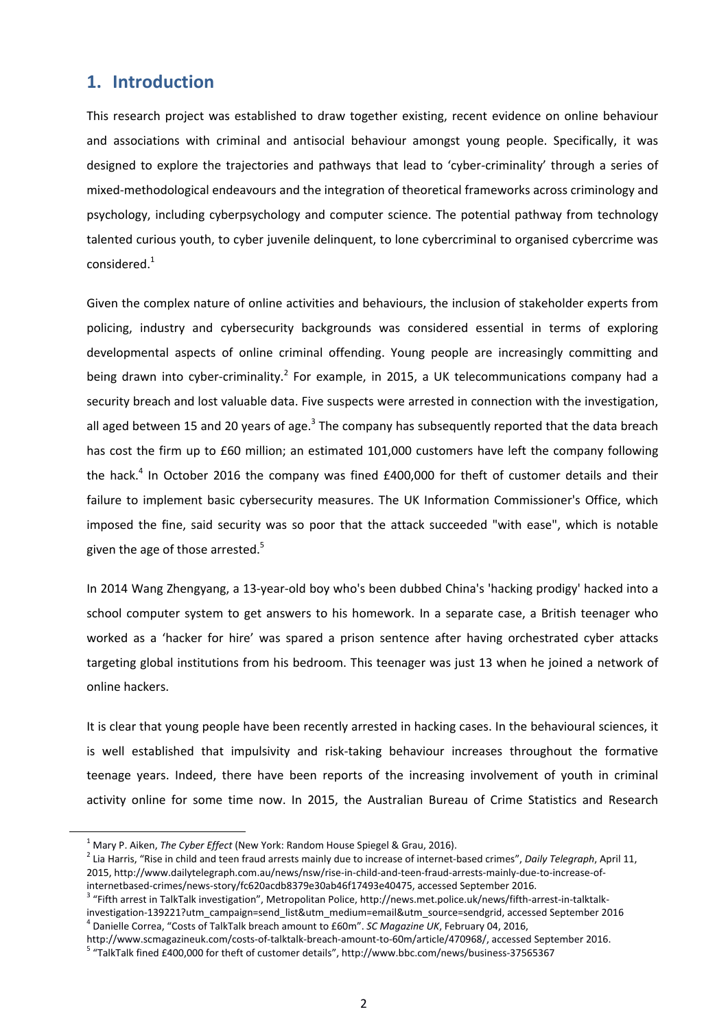## 1. Introduction

This research project was established to draw together existing, recent evidence on online behaviour and associations with criminal and antisocial behaviour amongst young people. Specifically, it was designed to explore the trajectories and pathways that lead to 'cyber-criminality' through a series of mixed-methodological endeavours and the integration of theoretical frameworks across criminology and psychology, including cyberpsychology and computer science. The potential pathway from technology talented curious youth, to cyber juvenile delinquent, to lone cybercriminal to organised cybercrime was considered.[1]

Given the complex nature of online activities and behaviours, the inclusion of stakeholder experts from policing, industry and cybersecurity backgrounds was considered essential in terms of exploring developmental aspects of online criminal offending. Young people are increasingly committing and being drawn into cyber-criminality.[2] For example, in 2015, a UK telecommunications company had a security breach and lost valuable data. Five suspects were arrested in connection with the investigation, all aged between 15 and 20 years of age.[3] The company has subsequently reported that the data breach has cost the firm up to £60 million; an estimated 101,000 customers have left the company following the hack.[4] In October 2016 the company was fined £400,000 for theft of customer details and their failure to implement basic cybersecurity measures. The UK Information Commissioner's Office, which imposed the fine, said security was so poor that the attack succeeded "with ease", which is notable given the age of those arrested.[5]

In 2014 Wang Zhengyang, a 13-year-old boy who's been dubbed China's 'hacking prodigy' hacked into a school computer system to get answers to his homework. In a separate case, a British teenager who worked as a 'hacker for hire' was spared a prison sentence after having orchestrated cyber attacks targeting global institutions from his bedroom. This teenager was just 13 when he joined a network of online hackers.

It is clear that young people have been recently arrested in hacking cases. In the behavioural sciences, it is well established that impulsivity and risk-taking behaviour increases throughout the formative teenage years. Indeed, there have been reports of the increasing involvement of youth in criminal activity online for some time now. In 2015, the Australian Bureau of Crime Statistics and Research

---

[1] Mary P. Aiken, *The Cyber Effect* (New York: Random House Spiegel & Grau, 2016).

[2] Lia Harris, "Rise in child and teen fraud arrests mainly due to increase of internet-based crimes", *Daily Telegraph*, April 11, 2015, http://www.dailytelegraph.com.au/news/nsw/rise-in-child-and-teen-fraud-arrests-mainly-due-to-increase-of-internetbased-crimes/news-story/fc620acdb8379e30ab46f17493e40475, accessed September 2016.

[3] "Fifth arrest in TalkTalk investigation", Metropolitan Police, http://news.met.police.uk/news/fifth-arrest-in-talktalk-investigation-139221?utm_campaign=send_list&utm_medium=email&utm_source=sendgrid, accessed September 2016

[4] Danielle Correa, "Costs of TalkTalk breach amount to £60m". *SC Magazine UK*, February 04, 2016, http://www.scmagazineuk.com/costs-of-talktalk-breach-amount-to-60m/article/470968/, accessed September 2016.

[5] "TalkTalk fined £400,000 for theft of customer details", http://www.bbc.com/news/business-37565367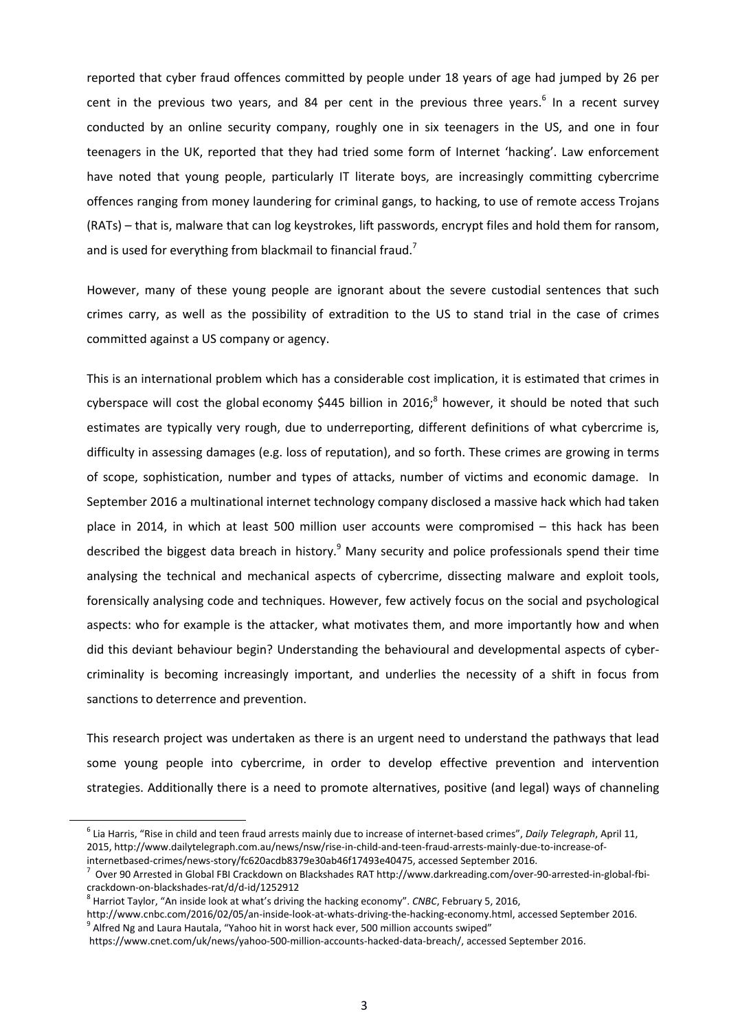reported that cyber fraud offences committed by people under 18 years of age had jumped by 26 per cent in the previous two years, and 84 per cent in the previous three years.[6] In a recent survey conducted by an online security company, roughly one in six teenagers in the US, and one in four teenagers in the UK, reported that they had tried some form of Internet 'hacking'. Law enforcement have noted that young people, particularly IT literate boys, are increasingly committing cybercrime offences ranging from money laundering for criminal gangs, to hacking, to use of remote access Trojans (RATs) – that is, malware that can log keystrokes, lift passwords, encrypt files and hold them for ransom, and is used for everything from blackmail to financial fraud.[7]

However, many of these young people are ignorant about the severe custodial sentences that such crimes carry, as well as the possibility of extradition to the US to stand trial in the case of crimes committed against a US company or agency.

This is an international problem which has a considerable cost implication, it is estimated that crimes in cyberspace will cost the global economy $445 billion in 2016;[8] however, it should be noted that such estimates are typically very rough, due to underreporting, different definitions of what cybercrime is, difficulty in assessing damages (e.g. loss of reputation), and so forth. These crimes are growing in terms of scope, sophistication, number and types of attacks, number of victims and economic damage. In September 2016 a multinational internet technology company disclosed a massive hack which had taken place in 2014, in which at least 500 million user accounts were compromised – this hack has been described the biggest data breach in history.[9] Many security and police professionals spend their time analysing the technical and mechanical aspects of cybercrime, dissecting malware and exploit tools, forensically analysing code and techniques. However, few actively focus on the social and psychological aspects: who for example is the attacker, what motivates them, and more importantly how and when did this deviant behaviour begin? Understanding the behavioural and developmental aspects of cyber-criminality is becoming increasingly important, and underlies the necessity of a shift in focus from sanctions to deterrence and prevention.

This research project was undertaken as there is an urgent need to understand the pathways that lead some young people into cybercrime, in order to develop effective prevention and intervention strategies. Additionally there is a need to promote alternatives, positive (and legal) ways of channeling

---

[6] Lia Harris, "Rise in child and teen fraud arrests mainly due to increase of internet-based crimes", *Daily Telegraph*, April 11, 2015, http://www.dailytelegraph.com.au/news/nsw/rise-in-child-and-teen-fraud-arrests-mainly-due-to-increase-of-internetbased-crimes/news-story/fc620acdb8379e30ab46f17493e40475, accessed September 2016.

[7] Over 90 Arrested in Global FBI Crackdown on Blackshades RAT http://www.darkreading.com/over-90-arrested-in-global-fbi-crackdown-on-blackshades-rat/d/d-id/1252912

[8] Harriot Taylor, "An inside look at what's driving the hacking economy". *CNBC*, February 5, 2016, http://www.cnbc.com/2016/02/05/an-inside-look-at-whats-driving-the-hacking-economy.html, accessed September 2016.

[9] Alfred Ng and Laura Hautala, "Yahoo hit in worst hack ever, 500 million accounts swiped" https://www.cnet.com/uk/news/yahoo-500-million-accounts-hacked-data-breach/, accessed September 2016.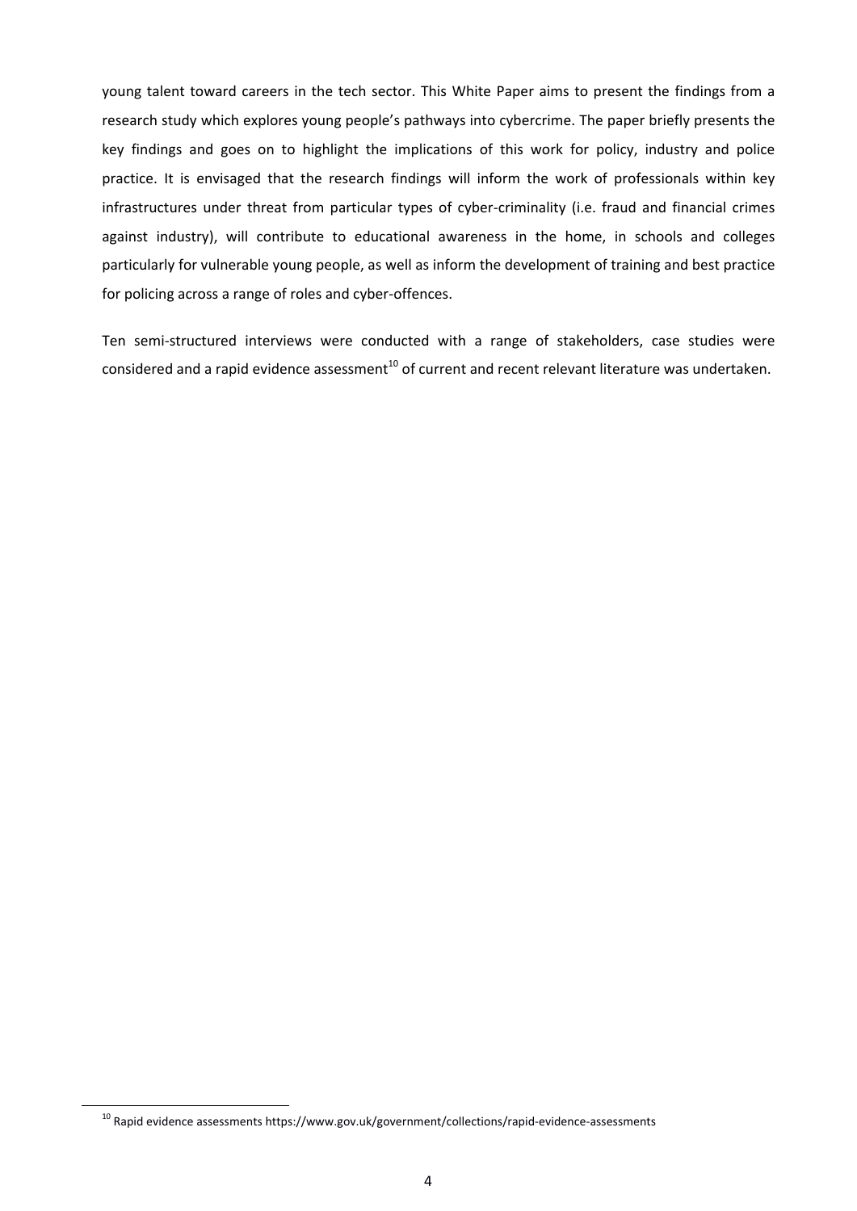young talent toward careers in the tech sector. This White Paper aims to present the findings from a research study which explores young people's pathways into cybercrime. The paper briefly presents the key findings and goes on to highlight the implications of this work for policy, industry and police practice. It is envisaged that the research findings will inform the work of professionals within key infrastructures under threat from particular types of cyber-criminality (i.e. fraud and financial crimes against industry), will contribute to educational awareness in the home, in schools and colleges particularly for vulnerable young people, as well as inform the development of training and best practice for policing across a range of roles and cyber-offences.

Ten semi-structured interviews were conducted with a range of stakeholders, case studies were considered and a rapid evidence assessment[10] of current and recent relevant literature was undertaken.

[10] Rapid evidence assessments https://www.gov.uk/government/collections/rapid-evidence-assessments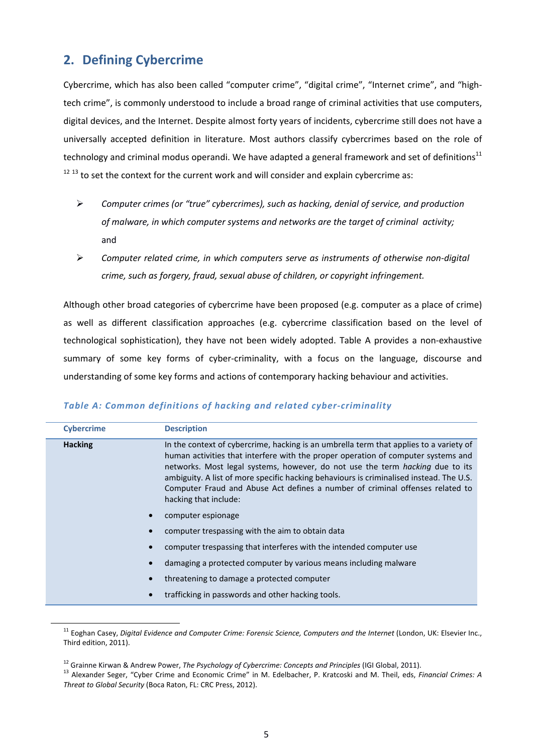## 2. Defining Cybercrime

Cybercrime, which has also been called "computer crime", "digital crime", "Internet crime", and "high-tech crime", is commonly understood to include a broad range of criminal activities that use computers, digital devices, and the Internet. Despite almost forty years of incidents, cybercrime still does not have a universally accepted definition in literature. Most authors classify cybercrimes based on the role of technology and criminal modus operandi. We have adapted a general framework and set of definitions[11] [12] [13] to set the context for the current work and will consider and explain cybercrime as:

- *Computer crimes (or "true" cybercrimes), such as hacking, denial of service, and production of malware, in which computer systems and networks are the target of criminal activity;* and
- *Computer related crime, in which computers serve as instruments of otherwise non-digital crime, such as forgery, fraud, sexual abuse of children, or copyright infringement.*

Although other broad categories of cybercrime have been proposed (e.g. computer as a place of crime) as well as different classification approaches (e.g. cybercrime classification based on the level of technological sophistication), they have not been widely adopted. Table A provides a non-exhaustive summary of some key forms of cyber-criminality, with a focus on the language, discourse and understanding of some key forms and actions of contemporary hacking behaviour and activities.

*Table A: Common definitions of hacking and related cyber-criminality*

| Cybercrime | Description |
|---|---|
| **Hacking** | In the context of cybercrime, hacking is an umbrella term that applies to a variety of human activities that interfere with the proper operation of computer systems and networks. Most legal systems, however, do not use the term *hacking* due to its ambiguity. A list of more specific hacking behaviours is criminalised instead. The U.S. Computer Fraud and Abuse Act defines a number of criminal offenses related to hacking that include:<br>• computer espionage<br>• computer trespassing with the aim to obtain data<br>• computer trespassing that interferes with the intended computer use<br>• damaging a protected computer by various means including malware<br>• threatening to damage a protected computer<br>• trafficking in passwords and other hacking tools. |

[11] Eoghan Casey, *Digital Evidence and Computer Crime: Forensic Science, Computers and the Internet* (London, UK: Elsevier Inc., Third edition, 2011).

[12] Grainne Kirwan & Andrew Power, *The Psychology of Cybercrime: Concepts and Principles* (IGI Global, 2011).

[13] Alexander Seger, "Cyber Crime and Economic Crime" in M. Edelbacher, P. Kratcoski and M. Theil, eds, *Financial Crimes: A Threat to Global Security* (Boca Raton, FL: CRC Press, 2012).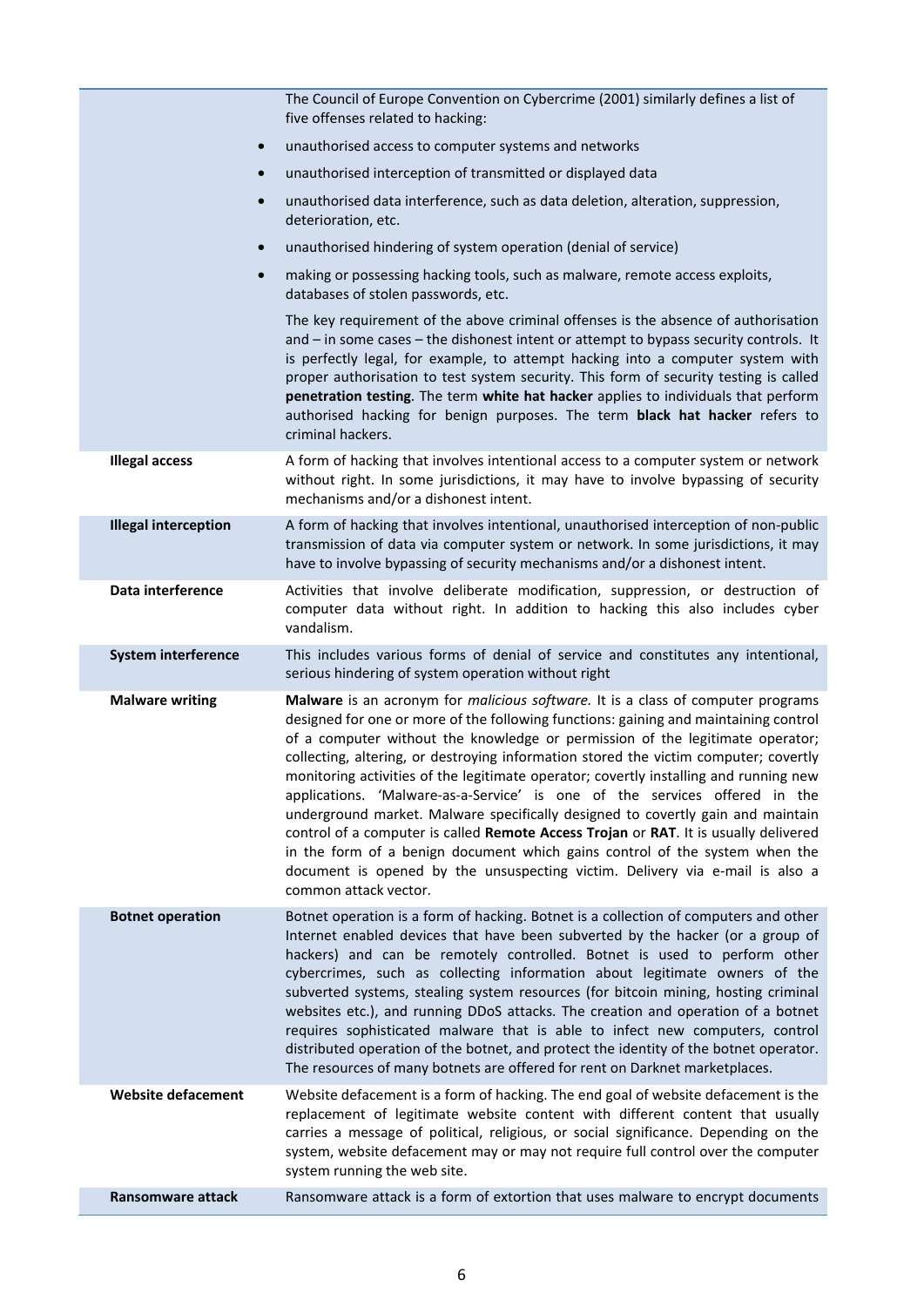| | |
|---|---|
| | The Council of Europe Convention on Cybercrime (2001) similarly defines a list of five offenses related to hacking:<br>• unauthorised access to computer systems and networks<br>• unauthorised interception of transmitted or displayed data<br>• unauthorised data interference, such as data deletion, alteration, suppression, deterioration, etc.<br>• unauthorised hindering of system operation (denial of service)<br>• making or possessing hacking tools, such as malware, remote access exploits, databases of stolen passwords, etc.<br>The key requirement of the above criminal offenses is the absence of authorisation and – in some cases – the dishonest intent or attempt to bypass security controls. It is perfectly legal, for example, to attempt hacking into a computer system with proper authorisation to test system security. This form of security testing is called **penetration testing**. The term **white hat hacker** applies to individuals that perform authorised hacking for benign purposes. The term **black hat hacker** refers to criminal hackers. |
| **Illegal access** | A form of hacking that involves intentional access to a computer system or network without right. In some jurisdictions, it may have to involve bypassing of security mechanisms and/or a dishonest intent. |
| **Illegal interception** | A form of hacking that involves intentional, unauthorised interception of non-public transmission of data via computer system or network. In some jurisdictions, it may have to involve bypassing of security mechanisms and/or a dishonest intent. |
| **Data interference** | Activities that involve deliberate modification, suppression, or destruction of computer data without right. In addition to hacking this also includes cyber vandalism. |
| **System interference** | This includes various forms of denial of service and constitutes any intentional, serious hindering of system operation without right |
| **Malware writing** | **Malware** is an acronym for *malicious software.* It is a class of computer programs designed for one or more of the following functions: gaining and maintaining control of a computer without the knowledge or permission of the legitimate operator; collecting, altering, or destroying information stored the victim computer; covertly monitoring activities of the legitimate operator; covertly installing and running new applications. 'Malware-as-a-Service' is one of the services offered in the underground market. Malware specifically designed to covertly gain and maintain control of a computer is called **Remote Access Trojan** or **RAT**. It is usually delivered in the form of a benign document which gains control of the system when the document is opened by the unsuspecting victim. Delivery via e-mail is also a common attack vector. |
| **Botnet operation** | Botnet operation is a form of hacking. Botnet is a collection of computers and other Internet enabled devices that have been subverted by the hacker (or a group of hackers) and can be remotely controlled. Botnet is used to perform other cybercrimes, such as collecting information about legitimate owners of the subverted systems, stealing system resources (for bitcoin mining, hosting criminal websites etc.), and running DDoS attacks. The creation and operation of a botnet requires sophisticated malware that is able to infect new computers, control distributed operation of the botnet, and protect the identity of the botnet operator. The resources of many botnets are offered for rent on Darknet marketplaces. |
| **Website defacement** | Website defacement is a form of hacking. The end goal of website defacement is the replacement of legitimate website content with different content that usually carries a message of political, religious, or social significance. Depending on the system, website defacement may or may not require full control over the computer system running the web site. |
| **Ransomware attack** | Ransomware attack is a form of extortion that uses malware to encrypt documents |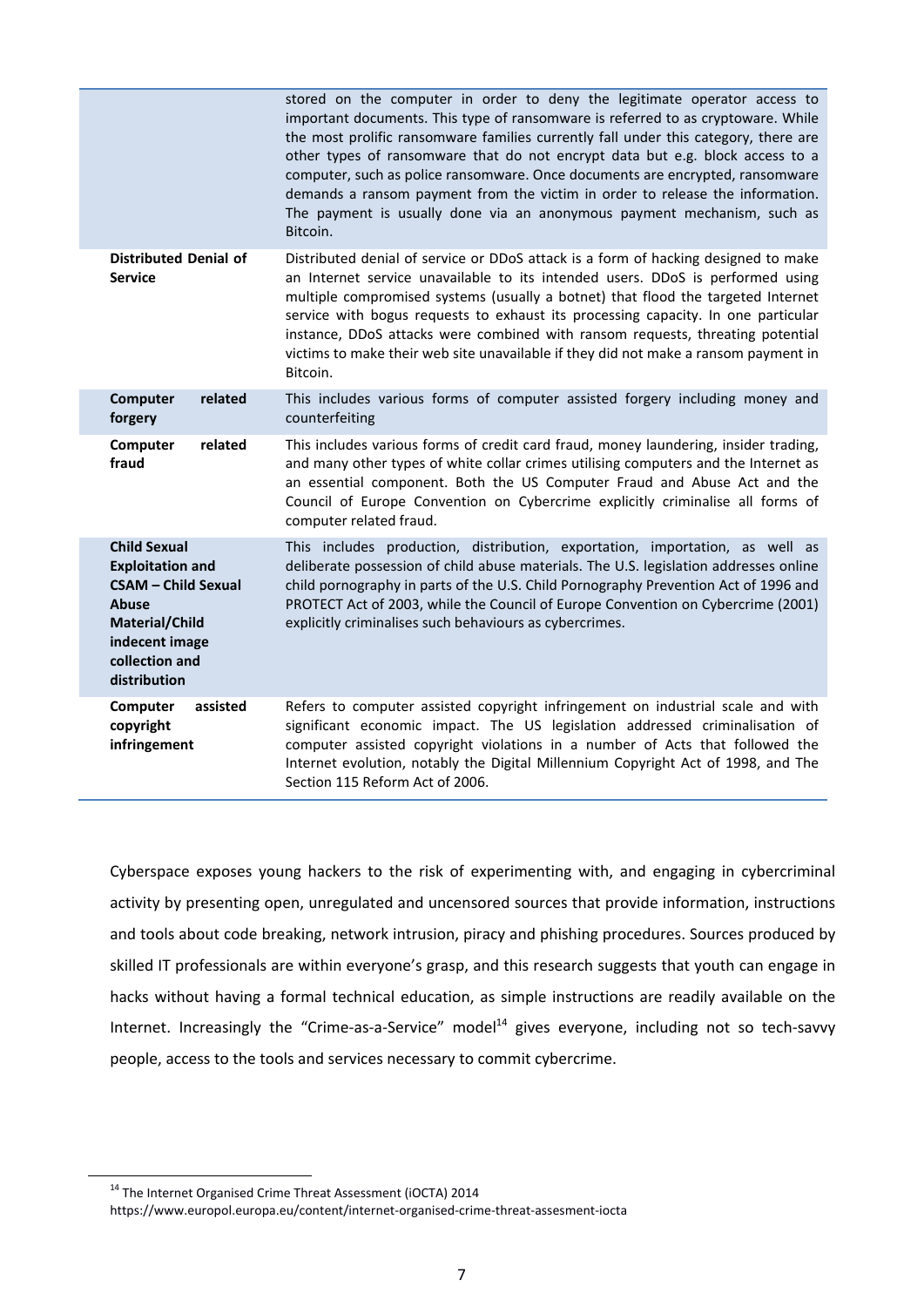| | |
|---|---|
| | stored on the computer in order to deny the legitimate operator access to important documents. This type of ransomware is referred to as cryptoware. While the most prolific ransomware families currently fall under this category, there are other types of ransomware that do not encrypt data but e.g. block access to a computer, such as police ransomware. Once documents are encrypted, ransomware demands a ransom payment from the victim in order to release the information. The payment is usually done via an anonymous payment mechanism, such as Bitcoin. |
| **Distributed Denial of Service** | Distributed denial of service or DDoS attack is a form of hacking designed to make an Internet service unavailable to its intended users. DDoS is performed using multiple compromised systems (usually a botnet) that flood the targeted Internet service with bogus requests to exhaust its processing capacity. In one particular instance, DDoS attacks were combined with ransom requests, threating potential victims to make their web site unavailable if they did not make a ransom payment in Bitcoin. |
| **Computer related forgery** | This includes various forms of computer assisted forgery including money and counterfeiting |
| **Computer related fraud** | This includes various forms of credit card fraud, money laundering, insider trading, and many other types of white collar crimes utilising computers and the Internet as an essential component. Both the US Computer Fraud and Abuse Act and the Council of Europe Convention on Cybercrime explicitly criminalise all forms of computer related fraud. |
| **Child Sexual Exploitation and CSAM – Child Sexual Abuse Material/Child indecent image collection and distribution** | This includes production, distribution, exportation, importation, as well as deliberate possession of child abuse materials. The U.S. legislation addresses online child pornography in parts of the U.S. Child Pornography Prevention Act of 1996 and PROTECT Act of 2003, while the Council of Europe Convention on Cybercrime (2001) explicitly criminalises such behaviours as cybercrimes. |
| **Computer assisted copyright infringement** | Refers to computer assisted copyright infringement on industrial scale and with significant economic impact. The US legislation addressed criminalisation of computer assisted copyright violations in a number of Acts that followed the Internet evolution, notably the Digital Millennium Copyright Act of 1998, and The Section 115 Reform Act of 2006. |

Cyberspace exposes young hackers to the risk of experimenting with, and engaging in cybercriminal activity by presenting open, unregulated and uncensored sources that provide information, instructions and tools about code breaking, network intrusion, piracy and phishing procedures. Sources produced by skilled IT professionals are within everyone's grasp, and this research suggests that youth can engage in hacks without having a formal technical education, as simple instructions are readily available on the Internet. Increasingly the "Crime-as-a-Service" model[14] gives everyone, including not so tech-savvy people, access to the tools and services necessary to commit cybercrime.

[14] The Internet Organised Crime Threat Assessment (iOCTA) 2014 https://www.europol.europa.eu/content/internet-organised-crime-threat-assesment-iocta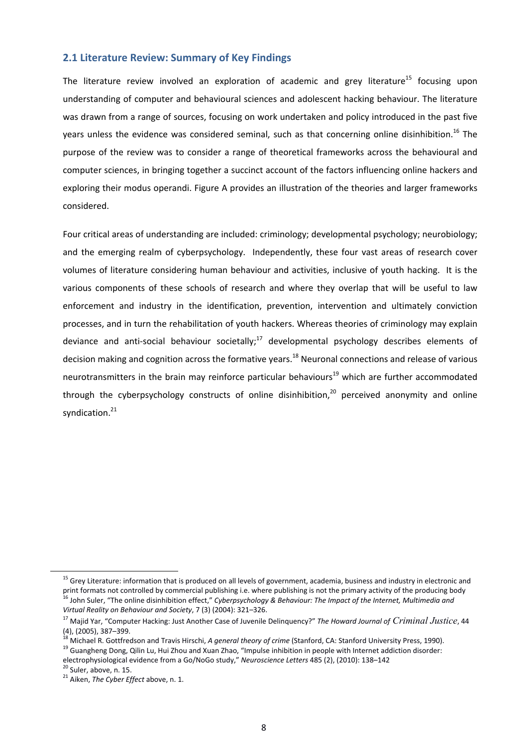## 2.1 Literature Review: Summary of Key Findings

The literature review involved an exploration of academic and grey literature[15] focusing upon understanding of computer and behavioural sciences and adolescent hacking behaviour. The literature was drawn from a range of sources, focusing on work undertaken and policy introduced in the past five years unless the evidence was considered seminal, such as that concerning online disinhibition.[16] The purpose of the review was to consider a range of theoretical frameworks across the behavioural and computer sciences, in bringing together a succinct account of the factors influencing online hackers and exploring their modus operandi. Figure A provides an illustration of the theories and larger frameworks considered.

Four critical areas of understanding are included: criminology; developmental psychology; neurobiology; and the emerging realm of cyberpsychology. Independently, these four vast areas of research cover volumes of literature considering human behaviour and activities, inclusive of youth hacking. It is the various components of these schools of research and where they overlap that will be useful to law enforcement and industry in the identification, prevention, intervention and ultimately conviction processes, and in turn the rehabilitation of youth hackers. Whereas theories of criminology may explain deviance and anti-social behaviour societally;[17] developmental psychology describes elements of decision making and cognition across the formative years.[18] Neuronal connections and release of various neurotransmitters in the brain may reinforce particular behaviours[19] which are further accommodated through the cyberpsychology constructs of online disinhibition,[20] perceived anonymity and online syndication.[21]

---

[15] Grey Literature: information that is produced on all levels of government, academia, business and industry in electronic and print formats not controlled by commercial publishing i.e. where publishing is not the primary activity of the producing body

[16] John Suler, "The online disinhibition effect," *Cyberpsychology & Behaviour: The Impact of the Internet, Multimedia and Virtual Reality on Behaviour and Society*, 7 (3) (2004): 321–326.

[17] Majid Yar, "Computer Hacking: Just Another Case of Juvenile Delinquency?" *The Howard Journal of Criminal Justice*, 44 (4), (2005), 387–399.

[18] Michael R. Gottfredson and Travis Hirschi, *A general theory of crime* (Stanford, CA: Stanford University Press, 1990).

[19] Guangheng Dong, Qilin Lu, Hui Zhou and Xuan Zhao, "Impulse inhibition in people with Internet addiction disorder: electrophysiological evidence from a Go/NoGo study," *Neuroscience Letters* 485 (2), (2010): 138–142

[20] Suler, above, n. 15.

[21] Aiken, *The Cyber Effect* above, n. 1.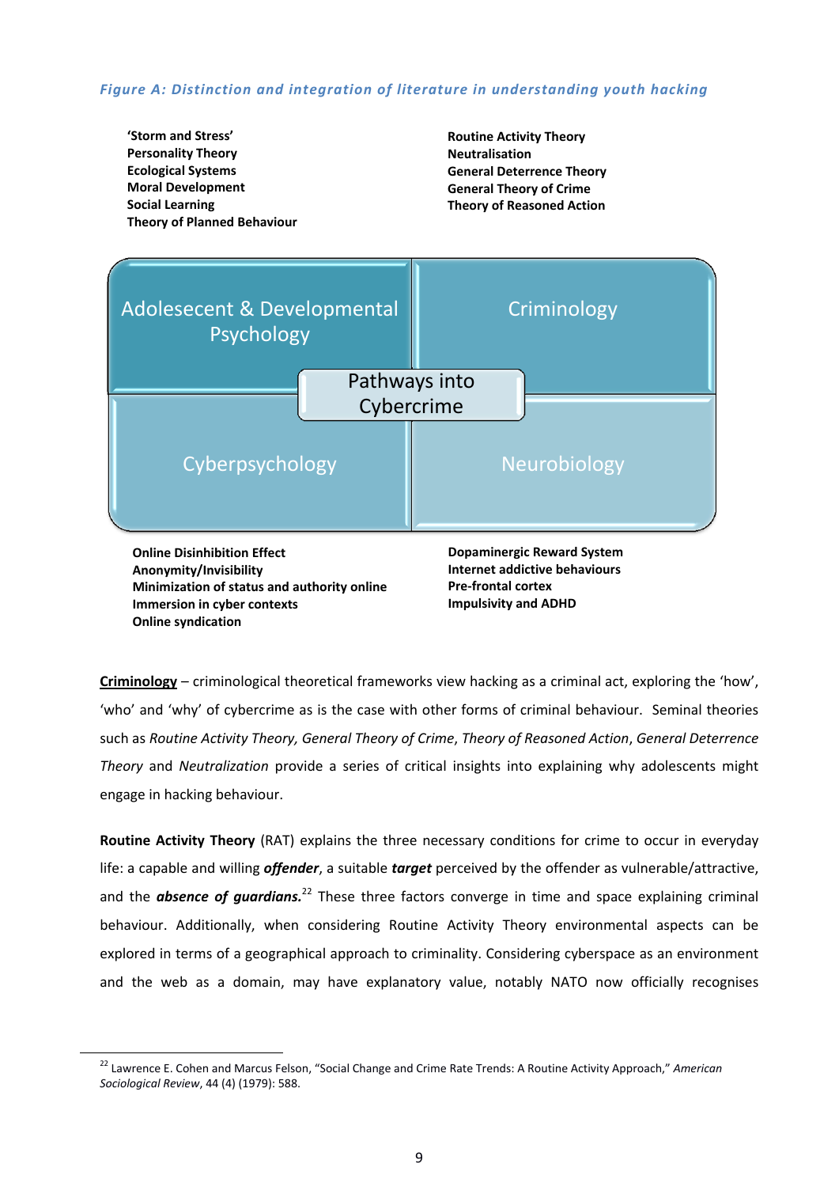*Figure A: Distinction and integration of literature in understanding youth hacking*

**'Storm and Stress'**
**Personality Theory**
**Ecological Systems**
**Moral Development**
**Social Learning**
**Theory of Planned Behaviour**

**Routine Activity Theory**
**Neutralisation**
**General Deterrence Theory**
**General Theory of Crime**
**Theory of Reasoned Action**

Adolesecent & Developmental Psychology

Criminology

Pathways into Cybercrime

Cyberpsychology

Neurobiology

**Online Disinhibition Effect**
**Anonymity/Invisibility**
**Minimization of status and authority online**
**Immersion in cyber contexts**
**Online syndication**

**Dopaminergic Reward System**
**Internet addictive behaviours**
**Pre-frontal cortex**
**Impulsivity and ADHD**

**Criminology** – criminological theoretical frameworks view hacking as a criminal act, exploring the 'how', 'who' and 'why' of cybercrime as is the case with other forms of criminal behaviour. Seminal theories such as *Routine Activity Theory, General Theory of Crime*, *Theory of Reasoned Action*, *General Deterrence Theory* and *Neutralization* provide a series of critical insights into explaining why adolescents might engage in hacking behaviour.

**Routine Activity Theory** (RAT) explains the three necessary conditions for crime to occur in everyday life: a capable and willing ***offender***, a suitable ***target*** perceived by the offender as vulnerable/attractive, and the ***absence of guardians.***[22] These three factors converge in time and space explaining criminal behaviour. Additionally, when considering Routine Activity Theory environmental aspects can be explored in terms of a geographical approach to criminality. Considering cyberspace as an environment and the web as a domain, may have explanatory value, notably NATO now officially recognises

[22] Lawrence E. Cohen and Marcus Felson, "Social Change and Crime Rate Trends: A Routine Activity Approach," *American Sociological Review*, 44 (4) (1979): 588.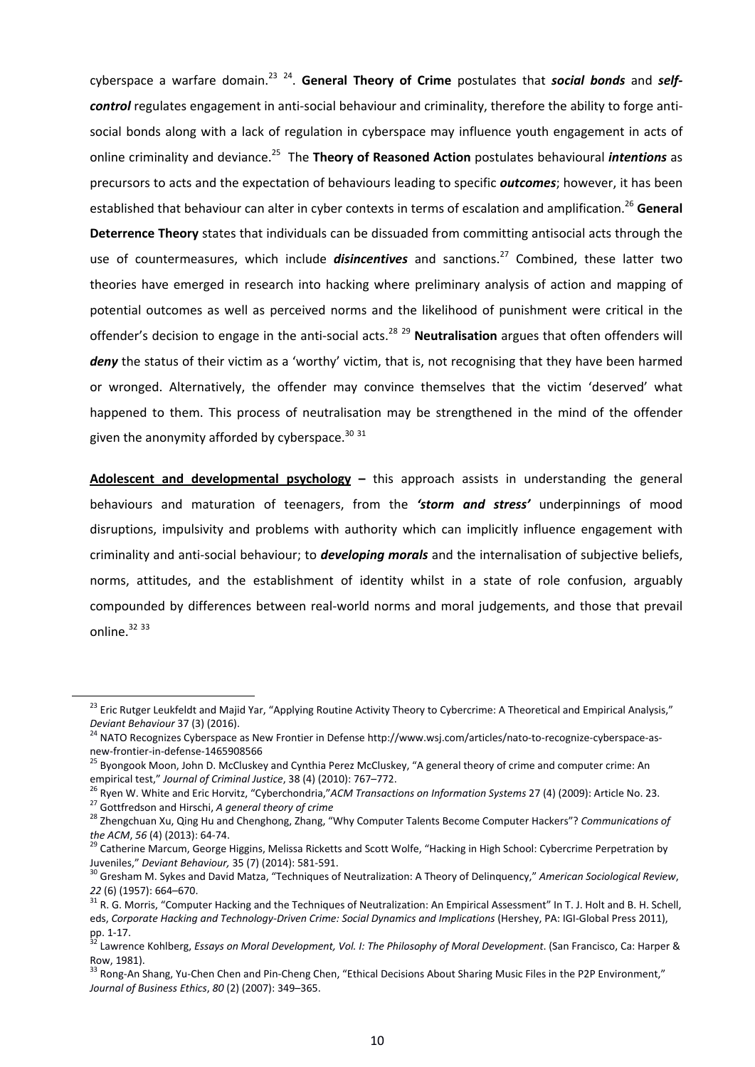cyberspace a warfare domain.[23] [24]. **General Theory of Crime** postulates that ***social bonds*** and ***self-control*** regulates engagement in anti-social behaviour and criminality, therefore the ability to forge anti-social bonds along with a lack of regulation in cyberspace may influence youth engagement in acts of online criminality and deviance.[25] The **Theory of Reasoned Action** postulates behavioural ***intentions*** as precursors to acts and the expectation of behaviours leading to specific ***outcomes***; however, it has been established that behaviour can alter in cyber contexts in terms of escalation and amplification.[26] **General Deterrence Theory** states that individuals can be dissuaded from committing antisocial acts through the use of countermeasures, which include ***disincentives*** and sanctions.[27] Combined, these latter two theories have emerged in research into hacking where preliminary analysis of action and mapping of potential outcomes as well as perceived norms and the likelihood of punishment were critical in the offender's decision to engage in the anti-social acts.[28] [29] **Neutralisation** argues that often offenders will ***deny*** the status of their victim as a 'worthy' victim, that is, not recognising that they have been harmed or wronged. Alternatively, the offender may convince themselves that the victim 'deserved' what happened to them. This process of neutralisation may be strengthened in the mind of the offender given the anonymity afforded by cyberspace.[30] [31]

**<u>Adolescent and developmental psychology</u> –** this approach assists in understanding the general behaviours and maturation of teenagers, from the ***'storm and stress'*** underpinnings of mood disruptions, impulsivity and problems with authority which can implicitly influence engagement with criminality and anti-social behaviour; to ***developing morals*** and the internalisation of subjective beliefs, norms, attitudes, and the establishment of identity whilst in a state of role confusion, arguably compounded by differences between real-world norms and moral judgements, and those that prevail online.[32] [33]

---

[23] Eric Rutger Leukfeldt and Majid Yar, "Applying Routine Activity Theory to Cybercrime: A Theoretical and Empirical Analysis," *Deviant Behaviour* 37 (3) (2016).

[24] NATO Recognizes Cyberspace as New Frontier in Defense http://www.wsj.com/articles/nato-to-recognize-cyberspace-as-new-frontier-in-defense-1465908566

[25] Byongook Moon, John D. McCluskey and Cynthia Perez McCluskey, "A general theory of crime and computer crime: An empirical test," *Journal of Criminal Justice*, 38 (4) (2010): 767–772.

[26] Ryen W. White and Eric Horvitz, "Cyberchondria,"*ACM Transactions on Information Systems* 27 (4) (2009): Article No. 23.

[27] Gottfredson and Hirschi, *A general theory of crime*

[28] Zhengchuan Xu, Qing Hu and Chenghong, Zhang, "Why Computer Talents Become Computer Hackers"? *Communications of the ACM*, *56* (4) (2013): 64-74.

[29] Catherine Marcum, George Higgins, Melissa Ricketts and Scott Wolfe, "Hacking in High School: Cybercrime Perpetration by Juveniles," *Deviant Behaviour,* 35 (7) (2014): 581-591.

[30] Gresham M. Sykes and David Matza, "Techniques of Neutralization: A Theory of Delinquency," *American Sociological Review*, *22* (6) (1957): 664–670.

[31] R. G. Morris, "Computer Hacking and the Techniques of Neutralization: An Empirical Assessment" In T. J. Holt and B. H. Schell, eds, *Corporate Hacking and Technology-Driven Crime: Social Dynamics and Implications* (Hershey, PA: IGI-Global Press 2011), pp. 1-17.

[32] Lawrence Kohlberg, *Essays on Moral Development, Vol. I: The Philosophy of Moral Development*. (San Francisco, Ca: Harper & Row, 1981).

[33] Rong-An Shang, Yu-Chen Chen and Pin-Cheng Chen, "Ethical Decisions About Sharing Music Files in the P2P Environment," *Journal of Business Ethics*, *80* (2) (2007): 349–365.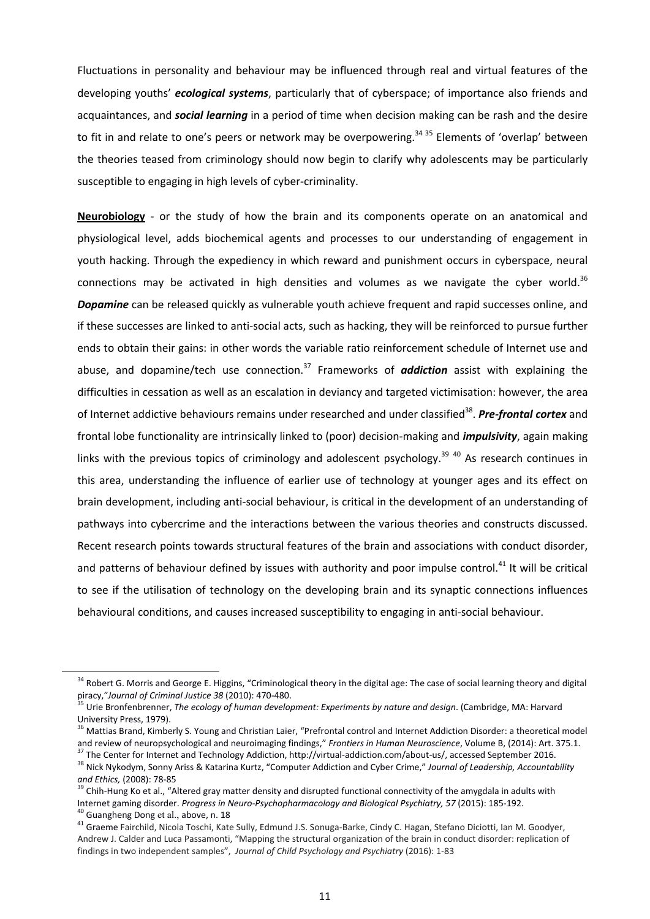Fluctuations in personality and behaviour may be influenced through real and virtual features of the developing youths' ***ecological systems***, particularly that of cyberspace; of importance also friends and acquaintances, and ***social learning*** in a period of time when decision making can be rash and the desire to fit in and relate to one's peers or network may be overpowering.[34] [35] Elements of 'overlap' between the theories teased from criminology should now begin to clarify why adolescents may be particularly susceptible to engaging in high levels of cyber-criminality.

**Neurobiology** - or the study of how the brain and its components operate on an anatomical and physiological level, adds biochemical agents and processes to our understanding of engagement in youth hacking. Through the expediency in which reward and punishment occurs in cyberspace, neural connections may be activated in high densities and volumes as we navigate the cyber world.[36] ***Dopamine*** can be released quickly as vulnerable youth achieve frequent and rapid successes online, and if these successes are linked to anti-social acts, such as hacking, they will be reinforced to pursue further ends to obtain their gains: in other words the variable ratio reinforcement schedule of Internet use and abuse, and dopamine/tech use connection.[37] Frameworks of ***addiction*** assist with explaining the difficulties in cessation as well as an escalation in deviancy and targeted victimisation: however, the area of Internet addictive behaviours remains under researched and under classified[38]. ***Pre-frontal cortex*** and frontal lobe functionality are intrinsically linked to (poor) decision-making and ***impulsivity***, again making links with the previous topics of criminology and adolescent psychology.[39] [40] As research continues in this area, understanding the influence of earlier use of technology at younger ages and its effect on brain development, including anti-social behaviour, is critical in the development of an understanding of pathways into cybercrime and the interactions between the various theories and constructs discussed. Recent research points towards structural features of the brain and associations with conduct disorder, and patterns of behaviour defined by issues with authority and poor impulse control.[41] It will be critical to see if the utilisation of technology on the developing brain and its synaptic connections influences behavioural conditions, and causes increased susceptibility to engaging in anti-social behaviour.

---

[34] Robert G. Morris and George E. Higgins, "Criminological theory in the digital age: The case of social learning theory and digital piracy,"*Journal of Criminal Justice 38* (2010): 470-480.

[35] Urie Bronfenbrenner, *The ecology of human development: Experiments by nature and design*. (Cambridge, MA: Harvard University Press, 1979).

[36] Mattias Brand, Kimberly S. Young and Christian Laier, "Prefrontal control and Internet Addiction Disorder: a theoretical model and review of neuropsychological and neuroimaging findings," *Frontiers in Human Neuroscience*, Volume B, (2014): Art. 375.1.

[37] The Center for Internet and Technology Addiction, http://virtual-addiction.com/about-us/, accessed September 2016.

[38] Nick Nykodym, Sonny Ariss & Katarina Kurtz, "Computer Addiction and Cyber Crime," *Journal of Leadership, Accountability and Ethics,* (2008): 78-85

[39] Chih-Hung Ko et al., "Altered gray matter density and disrupted functional connectivity of the amygdala in adults with Internet gaming disorder. *Progress in Neuro-Psychopharmacology and Biological Psychiatry, 57* (2015): 185-192.

[40] Guangheng Dong et al., above, n. 18

[41] Graeme Fairchild, Nicola Toschi, Kate Sully, Edmund J.S. Sonuga-Barke, Cindy C. Hagan, Stefano Diciotti, Ian M. Goodyer, Andrew J. Calder and Luca Passamonti, "Mapping the structural organization of the brain in conduct disorder: replication of findings in two independent samples", *Journal of Child Psychology and Psychiatry* (2016): 1-83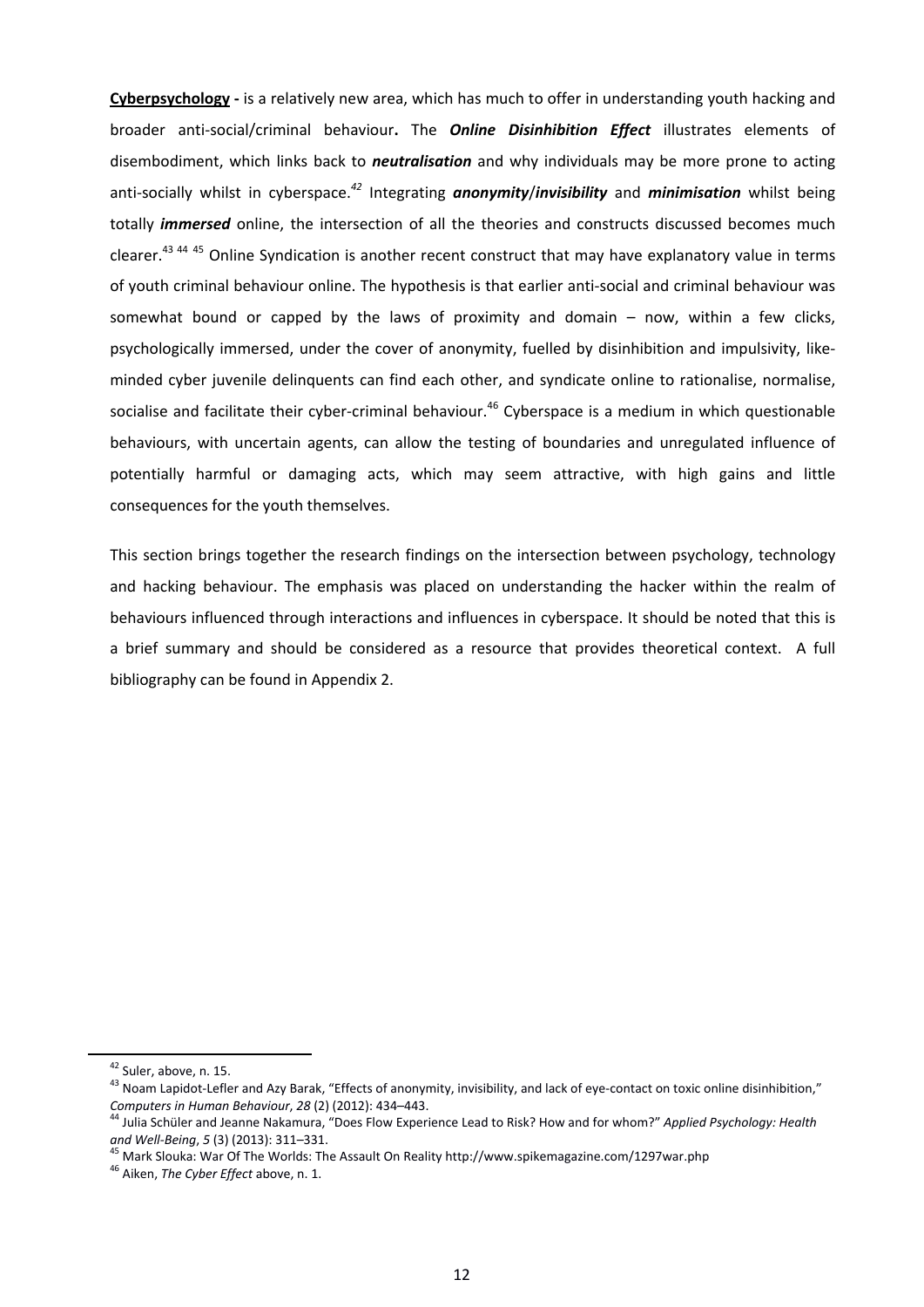**Cyberpsychology -** is a relatively new area, which has much to offer in understanding youth hacking and broader anti-social/criminal behaviour**.** The ***Online Disinhibition Effect*** illustrates elements of disembodiment, which links back to ***neutralisation*** and why individuals may be more prone to acting anti-socially whilst in cyberspace.[42] Integrating ***anonymity***/***invisibility*** and ***minimisation*** whilst being totally ***immersed*** online, the intersection of all the theories and constructs discussed becomes much clearer.[43] [44] [45] Online Syndication is another recent construct that may have explanatory value in terms of youth criminal behaviour online. The hypothesis is that earlier anti-social and criminal behaviour was somewhat bound or capped by the laws of proximity and domain – now, within a few clicks, psychologically immersed, under the cover of anonymity, fuelled by disinhibition and impulsivity, like-minded cyber juvenile delinquents can find each other, and syndicate online to rationalise, normalise, socialise and facilitate their cyber-criminal behaviour.[46] Cyberspace is a medium in which questionable behaviours, with uncertain agents, can allow the testing of boundaries and unregulated influence of potentially harmful or damaging acts, which may seem attractive, with high gains and little consequences for the youth themselves.

This section brings together the research findings on the intersection between psychology, technology and hacking behaviour. The emphasis was placed on understanding the hacker within the realm of behaviours influenced through interactions and influences in cyberspace. It should be noted that this is a brief summary and should be considered as a resource that provides theoretical context. A full bibliography can be found in Appendix 2.

---

[42] Suler, above, n. 15.

[43] Noam Lapidot-Lefler and Azy Barak, "Effects of anonymity, invisibility, and lack of eye-contact on toxic online disinhibition," *Computers in Human Behaviour*, *28* (2) (2012): 434–443.

[44] Julia Schüler and Jeanne Nakamura, "Does Flow Experience Lead to Risk? How and for whom?" *Applied Psychology: Health and Well-Being*, *5* (3) (2013): 311–331.

[45] Mark Slouka: War Of The Worlds: The Assault On Reality http://www.spikemagazine.com/1297war.php

[46] Aiken, *The Cyber Effect* above, n. 1.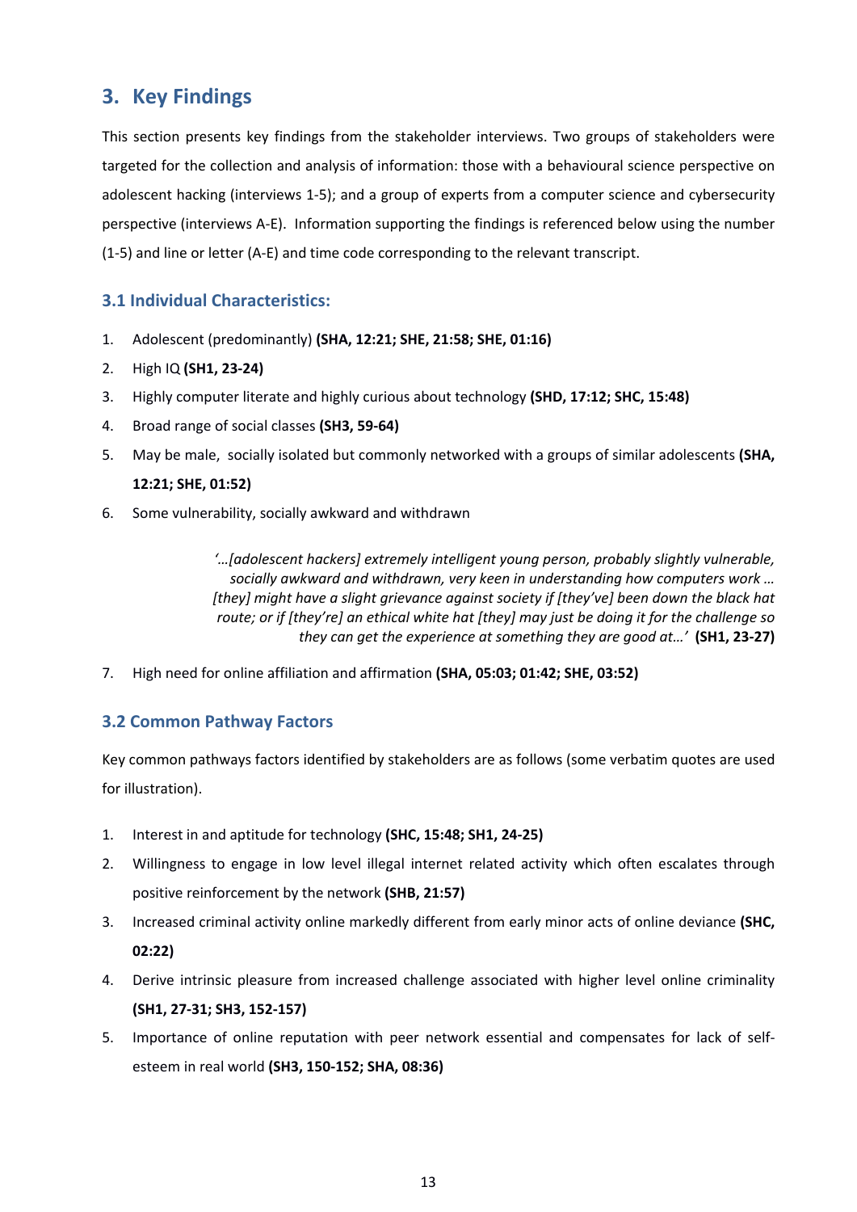## 3. Key Findings

This section presents key findings from the stakeholder interviews. Two groups of stakeholders were targeted for the collection and analysis of information: those with a behavioural science perspective on adolescent hacking (interviews 1-5); and a group of experts from a computer science and cybersecurity perspective (interviews A-E). Information supporting the findings is referenced below using the number (1-5) and line or letter (A-E) and time code corresponding to the relevant transcript.

### 3.1 Individual Characteristics:

1. Adolescent (predominantly) **(SHA, 12:21; SHE, 21:58; SHE, 01:16)**
2. High IQ **(SH1, 23-24)**
3. Highly computer literate and highly curious about technology **(SHD, 17:12; SHC, 15:48)**
4. Broad range of social classes **(SH3, 59-64)**
5. May be male, socially isolated but commonly networked with a groups of similar adolescents **(SHA, 12:21; SHE, 01:52)**
6. Some vulnerability, socially awkward and withdrawn

> *'…[adolescent hackers] extremely intelligent young person, probably slightly vulnerable, socially awkward and withdrawn, very keen in understanding how computers work … [they] might have a slight grievance against society if [they've] been down the black hat route; or if [they're] an ethical white hat [they] may just be doing it for the challenge so they can get the experience at something they are good at…'* **(SH1, 23-27)**

7. High need for online affiliation and affirmation **(SHA, 05:03; 01:42; SHE, 03:52)**

### 3.2 Common Pathway Factors

Key common pathways factors identified by stakeholders are as follows (some verbatim quotes are used for illustration).

1. Interest in and aptitude for technology **(SHC, 15:48; SH1, 24-25)**
2. Willingness to engage in low level illegal internet related activity which often escalates through positive reinforcement by the network **(SHB, 21:57)**
3. Increased criminal activity online markedly different from early minor acts of online deviance **(SHC, 02:22)**
4. Derive intrinsic pleasure from increased challenge associated with higher level online criminality **(SH1, 27-31; SH3, 152-157)**
5. Importance of online reputation with peer network essential and compensates for lack of self-esteem in real world **(SH3, 150-152; SHA, 08:36)**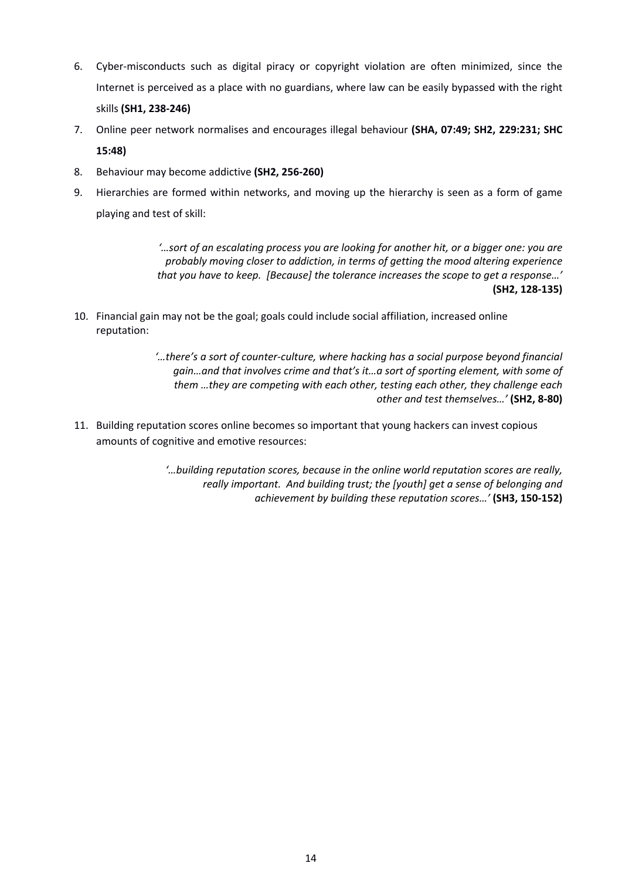6. Cyber-misconducts such as digital piracy or copyright violation are often minimized, since the Internet is perceived as a place with no guardians, where law can be easily bypassed with the right skills **(SH1, 238-246)**
7. Online peer network normalises and encourages illegal behaviour **(SHA, 07:49; SH2, 229:231; SHC 15:48)**
8. Behaviour may become addictive **(SH2, 256-260)**
9. Hierarchies are formed within networks, and moving up the hierarchy is seen as a form of game playing and test of skill:

   > *'…sort of an escalating process you are looking for another hit, or a bigger one: you are probably moving closer to addiction, in terms of getting the mood altering experience that you have to keep. [Because] the tolerance increases the scope to get a response…'* **(SH2, 128-135)**

10. Financial gain may not be the goal; goals could include social affiliation, increased online reputation:

    > *'…there's a sort of counter-culture, where hacking has a social purpose beyond financial gain…and that involves crime and that's it…a sort of sporting element, with some of them …they are competing with each other, testing each other, they challenge each other and test themselves…'* **(SH2, 8-80)**

11. Building reputation scores online becomes so important that young hackers can invest copious amounts of cognitive and emotive resources:

    > *'…building reputation scores, because in the online world reputation scores are really, really important. And building trust; the [youth] get a sense of belonging and achievement by building these reputation scores…'* **(SH3, 150-152)**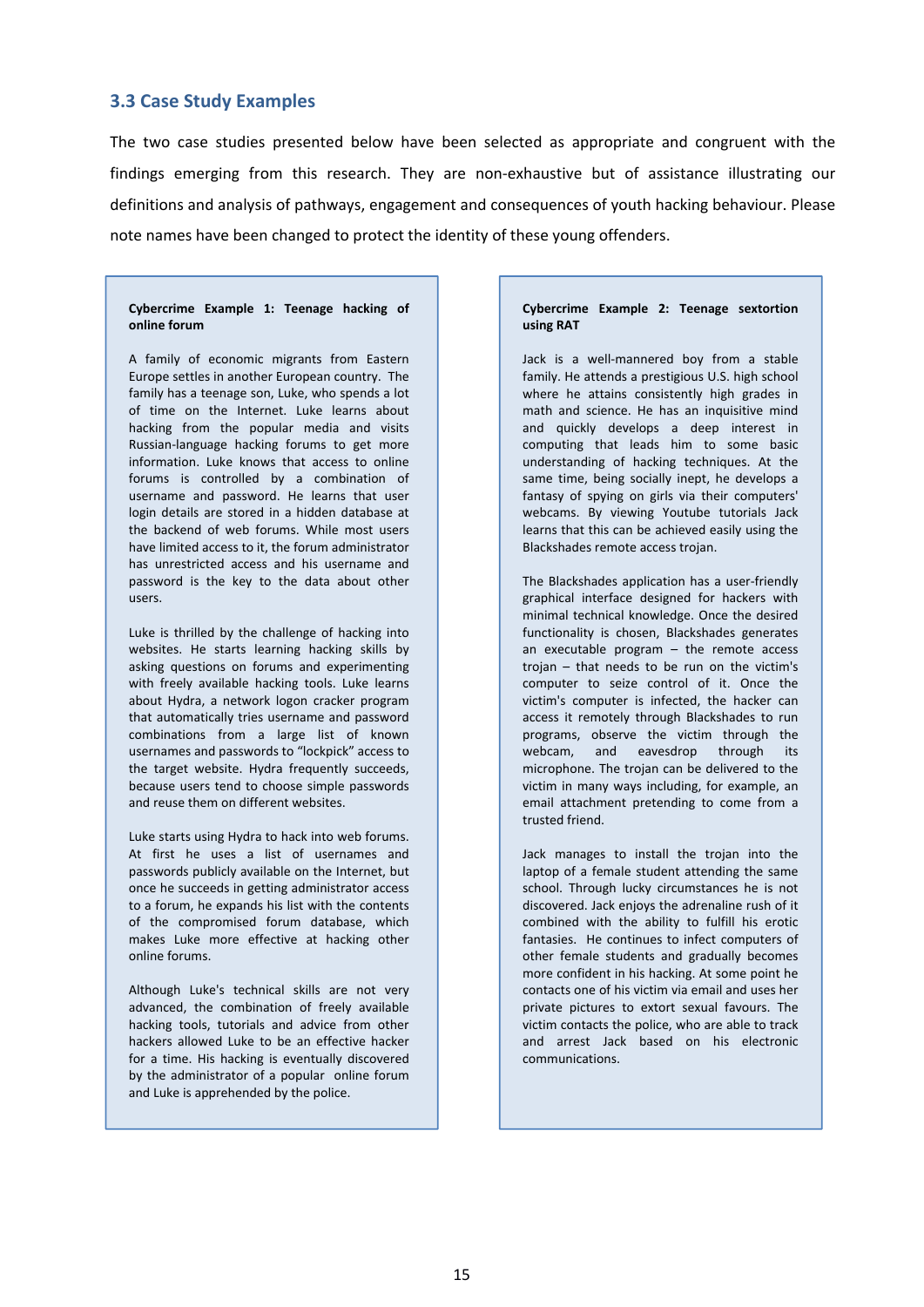### 3.3 Case Study Examples

The two case studies presented below have been selected as appropriate and congruent with the findings emerging from this research. They are non-exhaustive but of assistance illustrating our definitions and analysis of pathways, engagement and consequences of youth hacking behaviour. Please note names have been changed to protect the identity of these young offenders.

**Cybercrime Example 1: Teenage hacking of online forum**

A family of economic migrants from Eastern Europe settles in another European country. The family has a teenage son, Luke, who spends a lot of time on the Internet. Luke learns about hacking from the popular media and visits Russian-language hacking forums to get more information. Luke knows that access to online forums is controlled by a combination of username and password. He learns that user login details are stored in a hidden database at the backend of web forums. While most users have limited access to it, the forum administrator has unrestricted access and his username and password is the key to the data about other users.

Luke is thrilled by the challenge of hacking into websites. He starts learning hacking skills by asking questions on forums and experimenting with freely available hacking tools. Luke learns about Hydra, a network logon cracker program that automatically tries username and password combinations from a large list of known usernames and passwords to "lockpick" access to the target website. Hydra frequently succeeds, because users tend to choose simple passwords and reuse them on different websites.

Luke starts using Hydra to hack into web forums. At first he uses a list of usernames and passwords publicly available on the Internet, but once he succeeds in getting administrator access to a forum, he expands his list with the contents of the compromised forum database, which makes Luke more effective at hacking other online forums.

Although Luke's technical skills are not very advanced, the combination of freely available hacking tools, tutorials and advice from other hackers allowed Luke to be an effective hacker for a time. His hacking is eventually discovered by the administrator of a popular online forum and Luke is apprehended by the police.

**Cybercrime Example 2: Teenage sextortion using RAT**

Jack is a well-mannered boy from a stable family. He attends a prestigious U.S. high school where he attains consistently high grades in math and science. He has an inquisitive mind and quickly develops a deep interest in computing that leads him to some basic understanding of hacking techniques. At the same time, being socially inept, he develops a fantasy of spying on girls via their computers' webcams. By viewing Youtube tutorials Jack learns that this can be achieved easily using the Blackshades remote access trojan.

The Blackshades application has a user-friendly graphical interface designed for hackers with minimal technical knowledge. Once the desired functionality is chosen, Blackshades generates an executable program – the remote access trojan – that needs to be run on the victim's computer to seize control of it. Once the victim's computer is infected, the hacker can access it remotely through Blackshades to run programs, observe the victim through the webcam, and eavesdrop through its microphone. The trojan can be delivered to the victim in many ways including, for example, an email attachment pretending to come from a trusted friend.

Jack manages to install the trojan into the laptop of a female student attending the same school. Through lucky circumstances he is not discovered. Jack enjoys the adrenaline rush of it combined with the ability to fulfill his erotic fantasies. He continues to infect computers of other female students and gradually becomes more confident in his hacking. At some point he contacts one of his victim via email and uses her private pictures to extort sexual favours. The victim contacts the police, who are able to track and arrest Jack based on his electronic communications.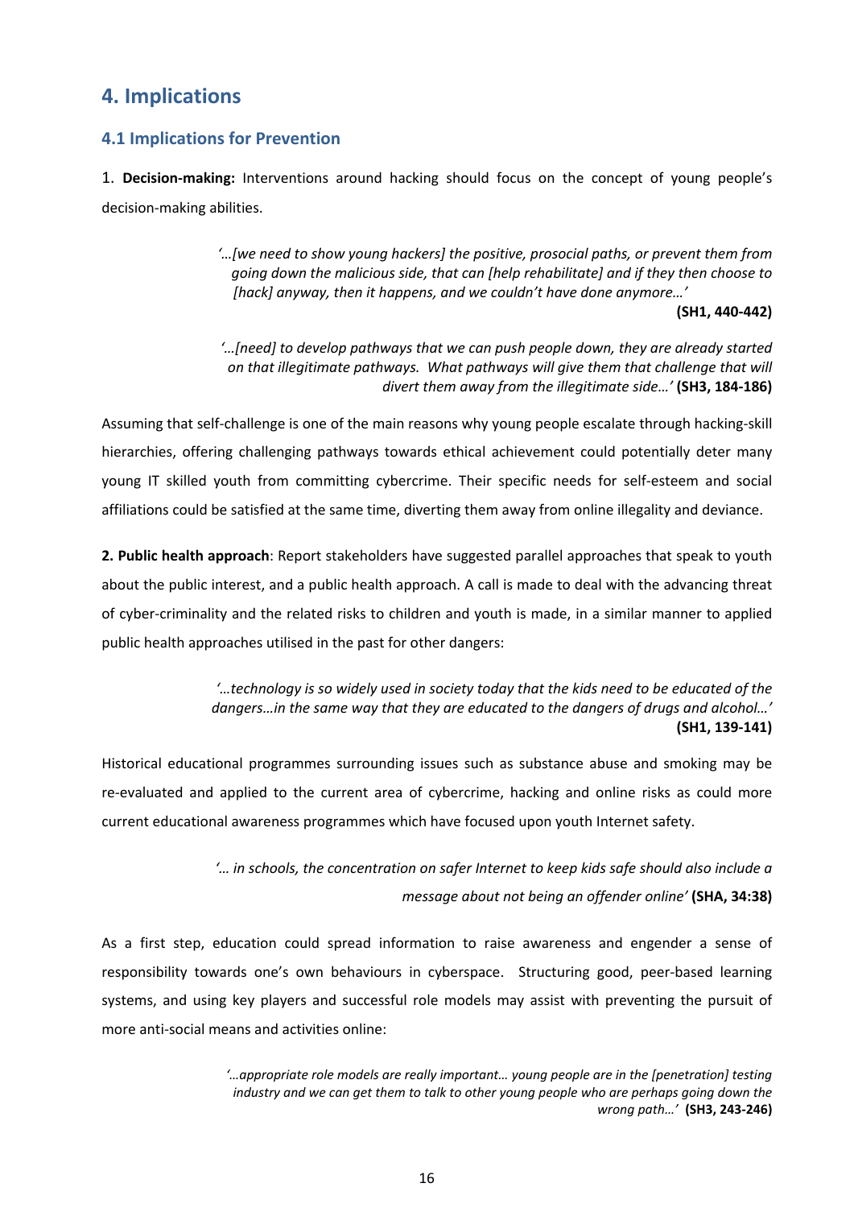## 4. Implications

### 4.1 Implications for Prevention

1. **Decision-making:** Interventions around hacking should focus on the concept of young people's decision-making abilities.

> *'…[we need to show young hackers] the positive, prosocial paths, or prevent them from going down the malicious side, that can [help rehabilitate] and if they then choose to [hack] anyway, then it happens, and we couldn't have done anymore…'* **(SH1, 440-442)**

> *'…[need] to develop pathways that we can push people down, they are already started on that illegitimate pathways. What pathways will give them that challenge that will divert them away from the illegitimate side…'* **(SH3, 184-186)**

Assuming that self-challenge is one of the main reasons why young people escalate through hacking-skill hierarchies, offering challenging pathways towards ethical achievement could potentially deter many young IT skilled youth from committing cybercrime. Their specific needs for self-esteem and social affiliations could be satisfied at the same time, diverting them away from online illegality and deviance.

**2. Public health approach**: Report stakeholders have suggested parallel approaches that speak to youth about the public interest, and a public health approach. A call is made to deal with the advancing threat of cyber-criminality and the related risks to children and youth is made, in a similar manner to applied public health approaches utilised in the past for other dangers:

> *'…technology is so widely used in society today that the kids need to be educated of the dangers…in the same way that they are educated to the dangers of drugs and alcohol…'* **(SH1, 139-141)**

Historical educational programmes surrounding issues such as substance abuse and smoking may be re-evaluated and applied to the current area of cybercrime, hacking and online risks as could more current educational awareness programmes which have focused upon youth Internet safety.

> *'… in schools, the concentration on safer Internet to keep kids safe should also include a message about not being an offender online'* **(SHA, 34:38)**

As a first step, education could spread information to raise awareness and engender a sense of responsibility towards one's own behaviours in cyberspace. Structuring good, peer-based learning systems, and using key players and successful role models may assist with preventing the pursuit of more anti-social means and activities online:

> *'…appropriate role models are really important… young people are in the [penetration] testing industry and we can get them to talk to other young people who are perhaps going down the wrong path…'* **(SH3, 243-246)**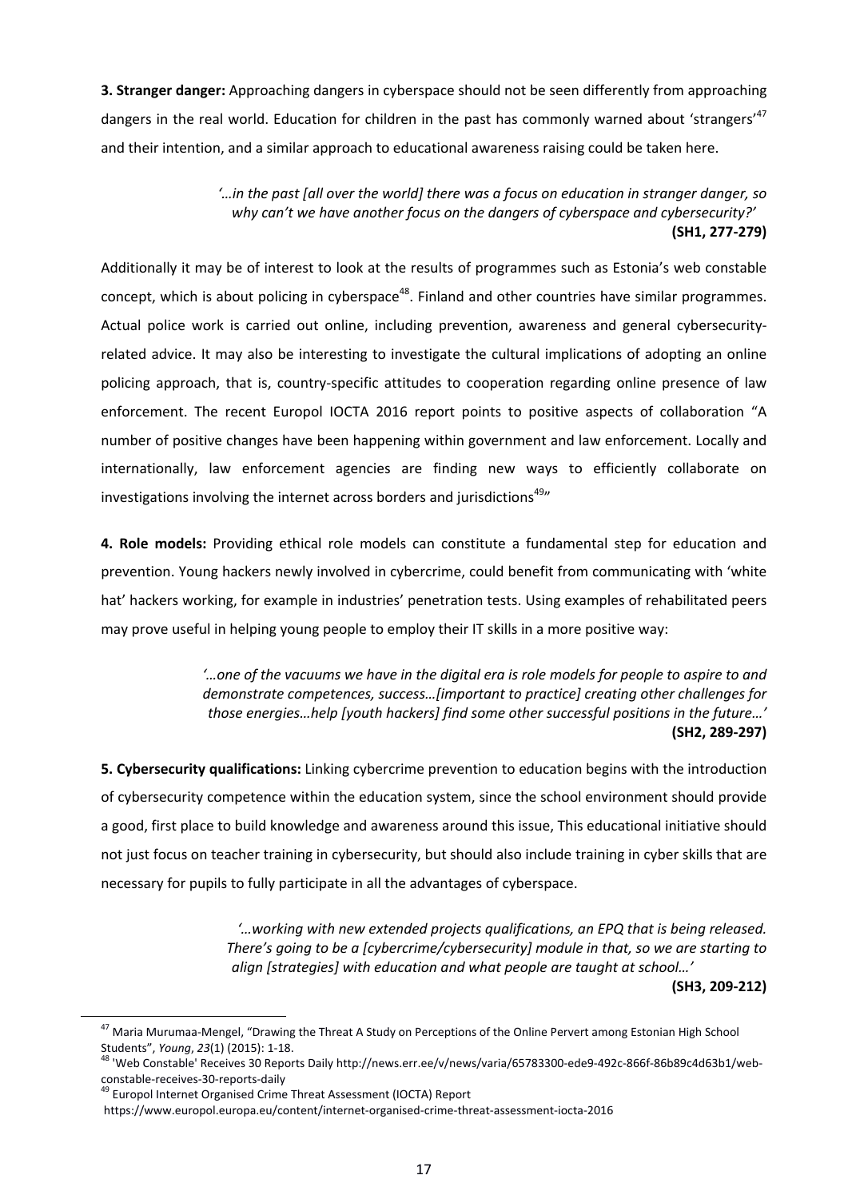**3. Stranger danger:** Approaching dangers in cyberspace should not be seen differently from approaching dangers in the real world. Education for children in the past has commonly warned about 'strangers'[47] and their intention, and a similar approach to educational awareness raising could be taken here.

> *'…in the past [all over the world] there was a focus on education in stranger danger, so why can't we have another focus on the dangers of cyberspace and cybersecurity?'*
> **(SH1, 277-279)**

Additionally it may be of interest to look at the results of programmes such as Estonia's web constable concept, which is about policing in cyberspace[48]. Finland and other countries have similar programmes. Actual police work is carried out online, including prevention, awareness and general cybersecurity-related advice. It may also be interesting to investigate the cultural implications of adopting an online policing approach, that is, country-specific attitudes to cooperation regarding online presence of law enforcement. The recent Europol IOCTA 2016 report points to positive aspects of collaboration "A number of positive changes have been happening within government and law enforcement. Locally and internationally, law enforcement agencies are finding new ways to efficiently collaborate on investigations involving the internet across borders and jurisdictions[49]"

**4. Role models:** Providing ethical role models can constitute a fundamental step for education and prevention. Young hackers newly involved in cybercrime, could benefit from communicating with 'white hat' hackers working, for example in industries' penetration tests. Using examples of rehabilitated peers may prove useful in helping young people to employ their IT skills in a more positive way:

> *'…one of the vacuums we have in the digital era is role models for people to aspire to and demonstrate competences, success…[important to practice] creating other challenges for those energies…help [youth hackers] find some other successful positions in the future…'*
> **(SH2, 289-297)**

**5. Cybersecurity qualifications:** Linking cybercrime prevention to education begins with the introduction of cybersecurity competence within the education system, since the school environment should provide a good, first place to build knowledge and awareness around this issue, This educational initiative should not just focus on teacher training in cybersecurity, but should also include training in cyber skills that are necessary for pupils to fully participate in all the advantages of cyberspace.

> *'…working with new extended projects qualifications, an EPQ that is being released. There's going to be a [cybercrime/cybersecurity] module in that, so we are starting to align [strategies] with education and what people are taught at school…'*
> **(SH3, 209-212)**

---

[47] Maria Murumaa-Mengel, "Drawing the Threat A Study on Perceptions of the Online Pervert among Estonian High School Students", *Young*, *23*(1) (2015): 1-18.

[48] 'Web Constable' Receives 30 Reports Daily http://news.err.ee/v/news/varia/65783300-ede9-492c-866f-86b89c4d63b1/web-constable-receives-30-reports-daily

[49] Europol Internet Organised Crime Threat Assessment (IOCTA) Report https://www.europol.europa.eu/content/internet-organised-crime-threat-assessment-iocta-2016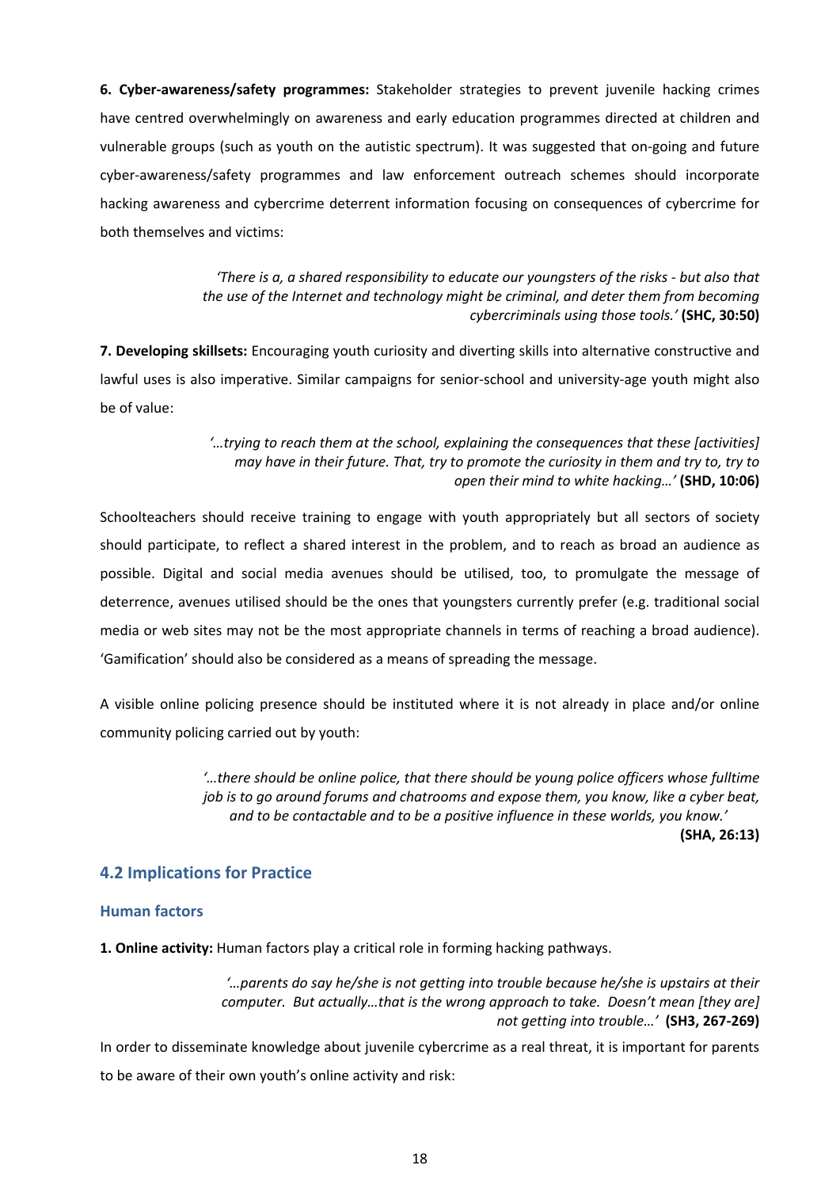**6. Cyber-awareness/safety programmes:** Stakeholder strategies to prevent juvenile hacking crimes have centred overwhelmingly on awareness and early education programmes directed at children and vulnerable groups (such as youth on the autistic spectrum). It was suggested that on-going and future cyber-awareness/safety programmes and law enforcement outreach schemes should incorporate hacking awareness and cybercrime deterrent information focusing on consequences of cybercrime for both themselves and victims:

> *'There is a, a shared responsibility to educate our youngsters of the risks - but also that the use of the Internet and technology might be criminal, and deter them from becoming cybercriminals using those tools.'* **(SHC, 30:50)**

**7. Developing skillsets:** Encouraging youth curiosity and diverting skills into alternative constructive and lawful uses is also imperative. Similar campaigns for senior-school and university-age youth might also be of value:

> *'…trying to reach them at the school, explaining the consequences that these [activities] may have in their future. That, try to promote the curiosity in them and try to, try to open their mind to white hacking…'* **(SHD, 10:06)**

Schoolteachers should receive training to engage with youth appropriately but all sectors of society should participate, to reflect a shared interest in the problem, and to reach as broad an audience as possible. Digital and social media avenues should be utilised, too, to promulgate the message of deterrence, avenues utilised should be the ones that youngsters currently prefer (e.g. traditional social media or web sites may not be the most appropriate channels in terms of reaching a broad audience). 'Gamification' should also be considered as a means of spreading the message.

A visible online policing presence should be instituted where it is not already in place and/or online community policing carried out by youth:

> *'…there should be online police, that there should be young police officers whose fulltime job is to go around forums and chatrooms and expose them, you know, like a cyber beat, and to be contactable and to be a positive influence in these worlds, you know.'* **(SHA, 26:13)**

## 4.2 Implications for Practice

### Human factors

**1. Online activity:** Human factors play a critical role in forming hacking pathways.

> *'…parents do say he/she is not getting into trouble because he/she is upstairs at their computer. But actually…that is the wrong approach to take. Doesn't mean [they are] not getting into trouble…'* **(SH3, 267-269)**

In order to disseminate knowledge about juvenile cybercrime as a real threat, it is important for parents to be aware of their own youth's online activity and risk: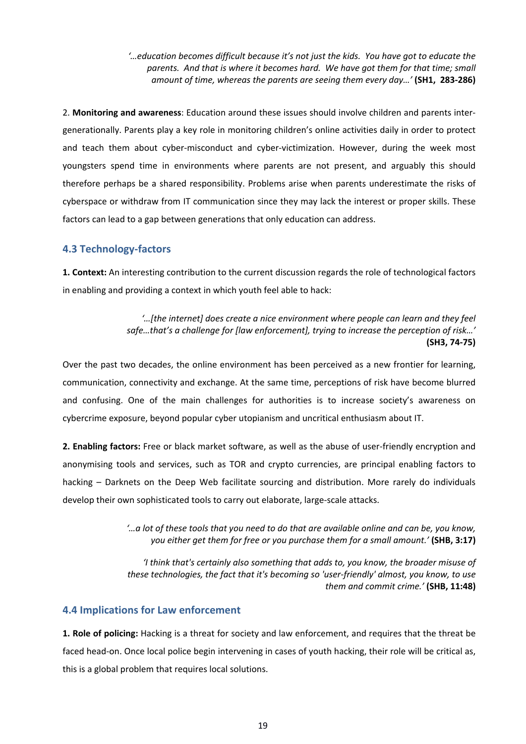> *'…education becomes difficult because it's not just the kids. You have got to educate the parents. And that is where it becomes hard. We have got them for that time; small amount of time, whereas the parents are seeing them every day…'* **(SH1, 283-286)**

2. **Monitoring and awareness**: Education around these issues should involve children and parents inter-generationally. Parents play a key role in monitoring children's online activities daily in order to protect and teach them about cyber-misconduct and cyber-victimization. However, during the week most youngsters spend time in environments where parents are not present, and arguably this should therefore perhaps be a shared responsibility. Problems arise when parents underestimate the risks of cyberspace or withdraw from IT communication since they may lack the interest or proper skills. These factors can lead to a gap between generations that only education can address.

### 4.3 Technology-factors

**1. Context:** An interesting contribution to the current discussion regards the role of technological factors in enabling and providing a context in which youth feel able to hack:

> *'…[the internet] does create a nice environment where people can learn and they feel safe…that's a challenge for [law enforcement], trying to increase the perception of risk…'* **(SH3, 74-75)**

Over the past two decades, the online environment has been perceived as a new frontier for learning, communication, connectivity and exchange. At the same time, perceptions of risk have become blurred and confusing. One of the main challenges for authorities is to increase society's awareness on cybercrime exposure, beyond popular cyber utopianism and uncritical enthusiasm about IT.

**2. Enabling factors:** Free or black market software, as well as the abuse of user-friendly encryption and anonymising tools and services, such as TOR and crypto currencies, are principal enabling factors to hacking – Darknets on the Deep Web facilitate sourcing and distribution. More rarely do individuals develop their own sophisticated tools to carry out elaborate, large-scale attacks.

> *'…a lot of these tools that you need to do that are available online and can be, you know, you either get them for free or you purchase them for a small amount.'* **(SHB, 3:17)**

> *'I think that's certainly also something that adds to, you know, the broader misuse of these technologies, the fact that it's becoming so 'user-friendly' almost, you know, to use them and commit crime.'* **(SHB, 11:48)**

### 4.4 Implications for Law enforcement

**1. Role of policing:** Hacking is a threat for society and law enforcement, and requires that the threat be faced head-on. Once local police begin intervening in cases of youth hacking, their role will be critical as, this is a global problem that requires local solutions.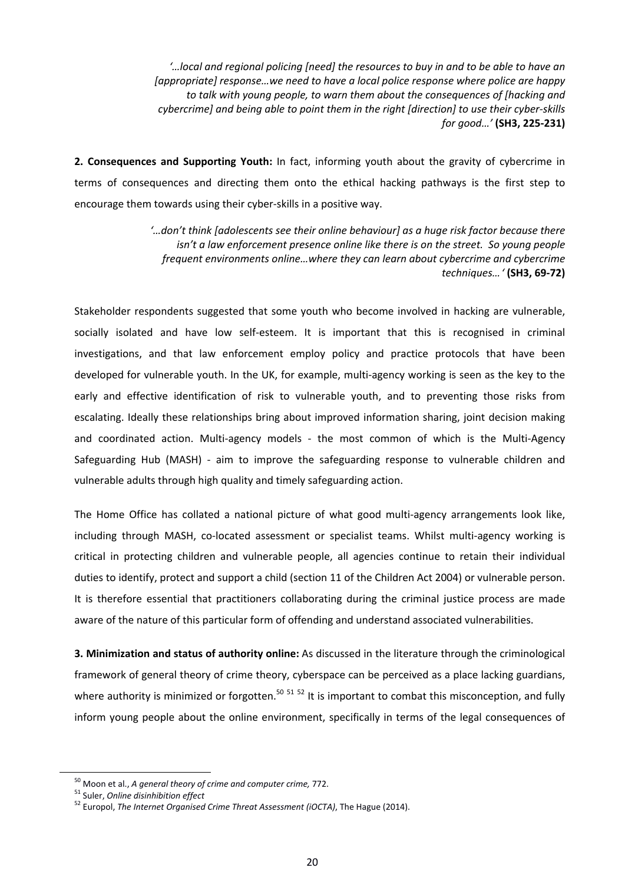> *'…local and regional policing [need] the resources to buy in and to be able to have an [appropriate] response…we need to have a local police response where police are happy to talk with young people, to warn them about the consequences of [hacking and cybercrime] and being able to point them in the right [direction] to use their cyber-skills for good…'* **(SH3, 225-231)**

**2. Consequences and Supporting Youth:** In fact, informing youth about the gravity of cybercrime in terms of consequences and directing them onto the ethical hacking pathways is the first step to encourage them towards using their cyber-skills in a positive way.

> *'…don't think [adolescents see their online behaviour] as a huge risk factor because there isn't a law enforcement presence online like there is on the street. So young people frequent environments online…where they can learn about cybercrime and cybercrime techniques… '* **(SH3, 69-72)**

Stakeholder respondents suggested that some youth who become involved in hacking are vulnerable, socially isolated and have low self-esteem. It is important that this is recognised in criminal investigations, and that law enforcement employ policy and practice protocols that have been developed for vulnerable youth. In the UK, for example, multi-agency working is seen as the key to the early and effective identification of risk to vulnerable youth, and to preventing those risks from escalating. Ideally these relationships bring about improved information sharing, joint decision making and coordinated action. Multi-agency models - the most common of which is the Multi-Agency Safeguarding Hub (MASH) - aim to improve the safeguarding response to vulnerable children and vulnerable adults through high quality and timely safeguarding action.

The Home Office has collated a national picture of what good multi-agency arrangements look like, including through MASH, co-located assessment or specialist teams. Whilst multi-agency working is critical in protecting children and vulnerable people, all agencies continue to retain their individual duties to identify, protect and support a child (section 11 of the Children Act 2004) or vulnerable person. It is therefore essential that practitioners collaborating during the criminal justice process are made aware of the nature of this particular form of offending and understand associated vulnerabilities.

**3. Minimization and status of authority online:** As discussed in the literature through the criminological framework of general theory of crime theory, cyberspace can be perceived as a place lacking guardians, where authority is minimized or forgotten.[50] [51] [52] It is important to combat this misconception, and fully inform young people about the online environment, specifically in terms of the legal consequences of

---

[50] Moon et al., *A general theory of crime and computer crime,* 772.

[51] Suler, *Online disinhibition effect*

[52] Europol, *The Internet Organised Crime Threat Assessment (iOCTA)*, The Hague (2014).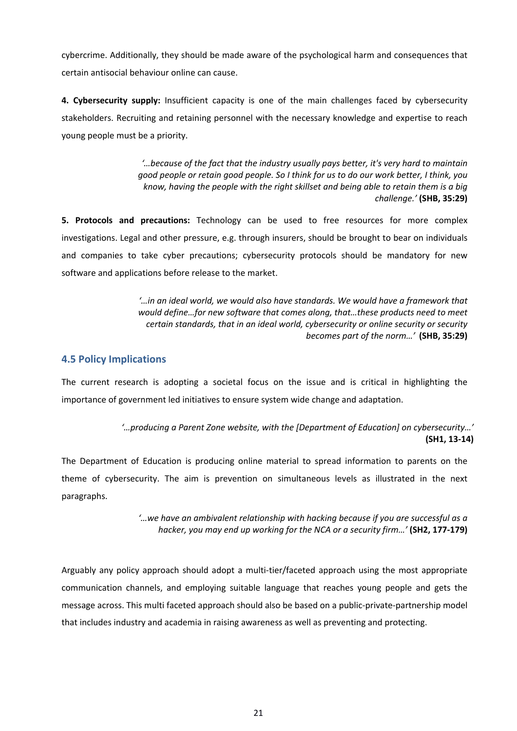cybercrime. Additionally, they should be made aware of the psychological harm and consequences that certain antisocial behaviour online can cause.

**4. Cybersecurity supply:** Insufficient capacity is one of the main challenges faced by cybersecurity stakeholders. Recruiting and retaining personnel with the necessary knowledge and expertise to reach young people must be a priority.

> *'…because of the fact that the industry usually pays better, it's very hard to maintain good people or retain good people. So I think for us to do our work better, I think, you know, having the people with the right skillset and being able to retain them is a big challenge.'* **(SHB, 35:29)**

**5. Protocols and precautions:** Technology can be used to free resources for more complex investigations. Legal and other pressure, e.g. through insurers, should be brought to bear on individuals and companies to take cyber precautions; cybersecurity protocols should be mandatory for new software and applications before release to the market.

> *'…in an ideal world, we would also have standards. We would have a framework that would define…for new software that comes along, that…these products need to meet certain standards, that in an ideal world, cybersecurity or online security or security becomes part of the norm…'* **(SHB, 35:29)**

### 4.5 Policy Implications

The current research is adopting a societal focus on the issue and is critical in highlighting the importance of government led initiatives to ensure system wide change and adaptation.

> *'…producing a Parent Zone website, with the [Department of Education] on cybersecurity…'* **(SH1, 13-14)**

The Department of Education is producing online material to spread information to parents on the theme of cybersecurity. The aim is prevention on simultaneous levels as illustrated in the next paragraphs.

> *'…we have an ambivalent relationship with hacking because if you are successful as a hacker, you may end up working for the NCA or a security firm…'* **(SH2, 177-179)**

Arguably any policy approach should adopt a multi-tier/faceted approach using the most appropriate communication channels, and employing suitable language that reaches young people and gets the message across. This multi faceted approach should also be based on a public-private-partnership model that includes industry and academia in raising awareness as well as preventing and protecting.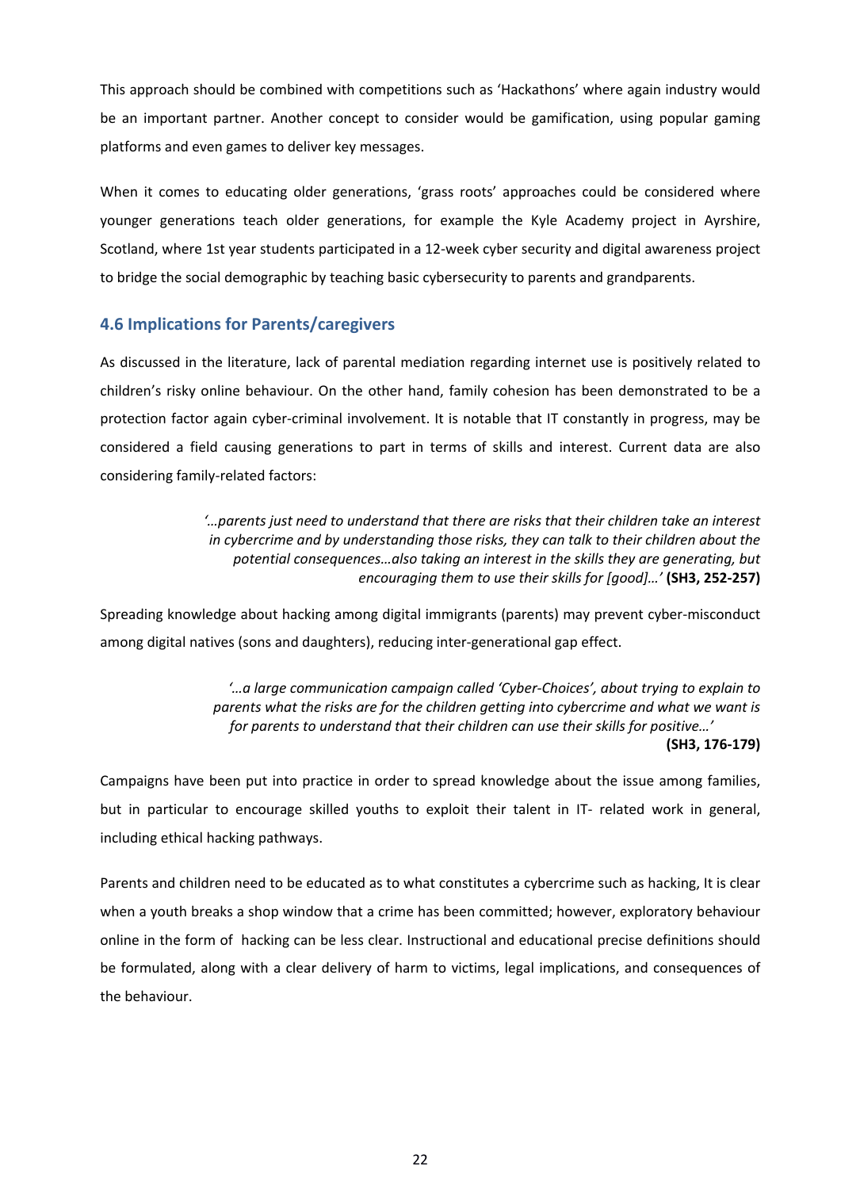This approach should be combined with competitions such as 'Hackathons' where again industry would be an important partner. Another concept to consider would be gamification, using popular gaming platforms and even games to deliver key messages.

When it comes to educating older generations, 'grass roots' approaches could be considered where younger generations teach older generations, for example the Kyle Academy project in Ayrshire, Scotland, where 1st year students participated in a 12-week cyber security and digital awareness project to bridge the social demographic by teaching basic cybersecurity to parents and grandparents.

### 4.6 Implications for Parents/caregivers

As discussed in the literature, lack of parental mediation regarding internet use is positively related to children's risky online behaviour. On the other hand, family cohesion has been demonstrated to be a protection factor again cyber-criminal involvement. It is notable that IT constantly in progress, may be considered a field causing generations to part in terms of skills and interest. Current data are also considering family-related factors:

> *'…parents just need to understand that there are risks that their children take an interest in cybercrime and by understanding those risks, they can talk to their children about the potential consequences…also taking an interest in the skills they are generating, but encouraging them to use their skills for [good]…'* **(SH3, 252-257)**

Spreading knowledge about hacking among digital immigrants (parents) may prevent cyber-misconduct among digital natives (sons and daughters), reducing inter-generational gap effect.

> *'…a large communication campaign called 'Cyber-Choices', about trying to explain to parents what the risks are for the children getting into cybercrime and what we want is for parents to understand that their children can use their skills for positive…'* **(SH3, 176-179)**

Campaigns have been put into practice in order to spread knowledge about the issue among families, but in particular to encourage skilled youths to exploit their talent in IT- related work in general, including ethical hacking pathways.

Parents and children need to be educated as to what constitutes a cybercrime such as hacking, It is clear when a youth breaks a shop window that a crime has been committed; however, exploratory behaviour online in the form of hacking can be less clear. Instructional and educational precise definitions should be formulated, along with a clear delivery of harm to victims, legal implications, and consequences of the behaviour.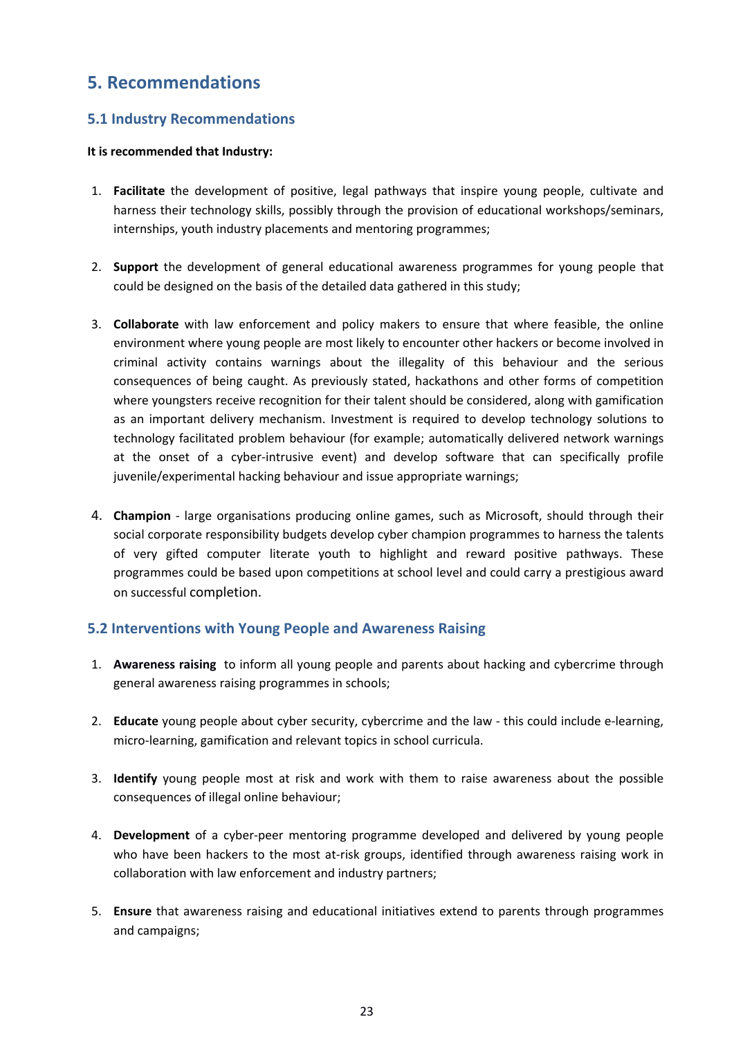## 5. Recommendations

### 5.1 Industry Recommendations

**It is recommended that Industry:**

1. **Facilitate** the development of positive, legal pathways that inspire young people, cultivate and harness their technology skills, possibly through the provision of educational workshops/seminars, internships, youth industry placements and mentoring programmes;

2. **Support** the development of general educational awareness programmes for young people that could be designed on the basis of the detailed data gathered in this study;

3. **Collaborate** with law enforcement and policy makers to ensure that where feasible, the online environment where young people are most likely to encounter other hackers or become involved in criminal activity contains warnings about the illegality of this behaviour and the serious consequences of being caught. As previously stated, hackathons and other forms of competition where youngsters receive recognition for their talent should be considered, along with gamification as an important delivery mechanism. Investment is required to develop technology solutions to technology facilitated problem behaviour (for example; automatically delivered network warnings at the onset of a cyber-intrusive event) and develop software that can specifically profile juvenile/experimental hacking behaviour and issue appropriate warnings;

4. **Champion** - large organisations producing online games, such as Microsoft, should through their social corporate responsibility budgets develop cyber champion programmes to harness the talents of very gifted computer literate youth to highlight and reward positive pathways. These programmes could be based upon competitions at school level and could carry a prestigious award on successful completion.

### 5.2 Interventions with Young People and Awareness Raising

1. **Awareness raising** to inform all young people and parents about hacking and cybercrime through general awareness raising programmes in schools;

2. **Educate** young people about cyber security, cybercrime and the law - this could include e-learning, micro-learning, gamification and relevant topics in school curricula.

3. **Identify** young people most at risk and work with them to raise awareness about the possible consequences of illegal online behaviour;

4. **Development** of a cyber-peer mentoring programme developed and delivered by young people who have been hackers to the most at-risk groups, identified through awareness raising work in collaboration with law enforcement and industry partners;

5. **Ensure** that awareness raising and educational initiatives extend to parents through programmes and campaigns;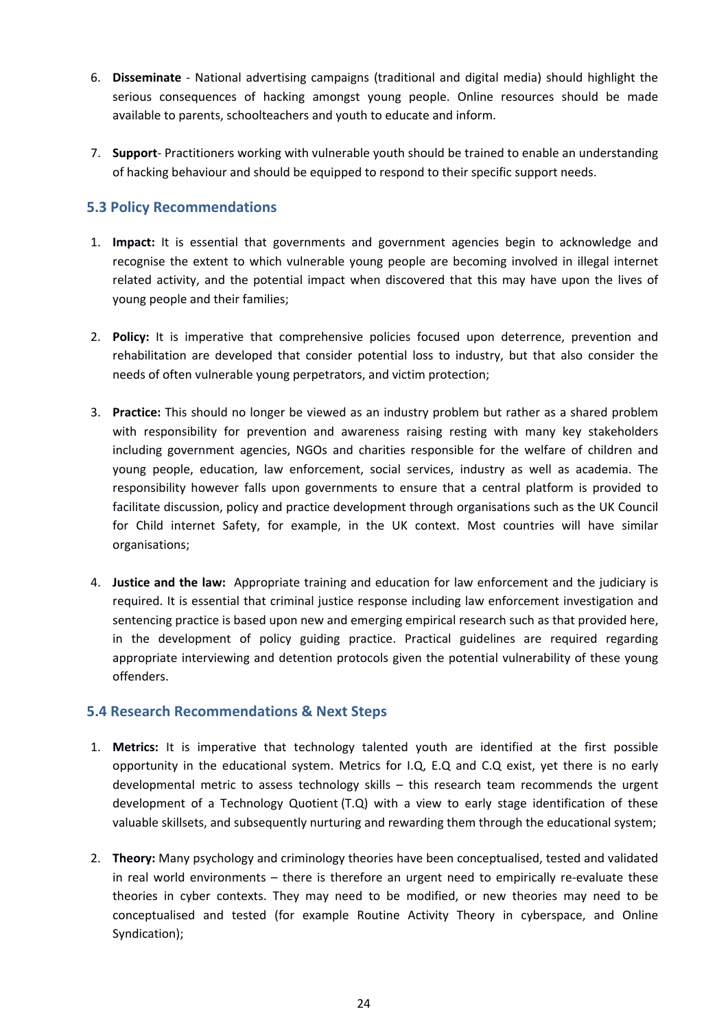6. **Disseminate** - National advertising campaigns (traditional and digital media) should highlight the serious consequences of hacking amongst young people. Online resources should be made available to parents, schoolteachers and youth to educate and inform.

7. **Support**- Practitioners working with vulnerable youth should be trained to enable an understanding of hacking behaviour and should be equipped to respond to their specific support needs.

### 5.3 Policy Recommendations

1. **Impact:** It is essential that governments and government agencies begin to acknowledge and recognise the extent to which vulnerable young people are becoming involved in illegal internet related activity, and the potential impact when discovered that this may have upon the lives of young people and their families;

2. **Policy:** It is imperative that comprehensive policies focused upon deterrence, prevention and rehabilitation are developed that consider potential loss to industry, but that also consider the needs of often vulnerable young perpetrators, and victim protection;

3. **Practice:** This should no longer be viewed as an industry problem but rather as a shared problem with responsibility for prevention and awareness raising resting with many key stakeholders including government agencies, NGOs and charities responsible for the welfare of children and young people, education, law enforcement, social services, industry as well as academia. The responsibility however falls upon governments to ensure that a central platform is provided to facilitate discussion, policy and practice development through organisations such as the UK Council for Child internet Safety, for example, in the UK context. Most countries will have similar organisations;

4. **Justice and the law:** Appropriate training and education for law enforcement and the judiciary is required. It is essential that criminal justice response including law enforcement investigation and sentencing practice is based upon new and emerging empirical research such as that provided here, in the development of policy guiding practice. Practical guidelines are required regarding appropriate interviewing and detention protocols given the potential vulnerability of these young offenders.

### 5.4 Research Recommendations & Next Steps

1. **Metrics:** It is imperative that technology talented youth are identified at the first possible opportunity in the educational system. Metrics for I.Q, E.Q and C.Q exist, yet there is no early developmental metric to assess technology skills – this research team recommends the urgent development of a Technology Quotient (T.Q) with a view to early stage identification of these valuable skillsets, and subsequently nurturing and rewarding them through the educational system;

2. **Theory:** Many psychology and criminology theories have been conceptualised, tested and validated in real world environments – there is therefore an urgent need to empirically re-evaluate these theories in cyber contexts. They may need to be modified, or new theories may need to be conceptualised and tested (for example Routine Activity Theory in cyberspace, and Online Syndication);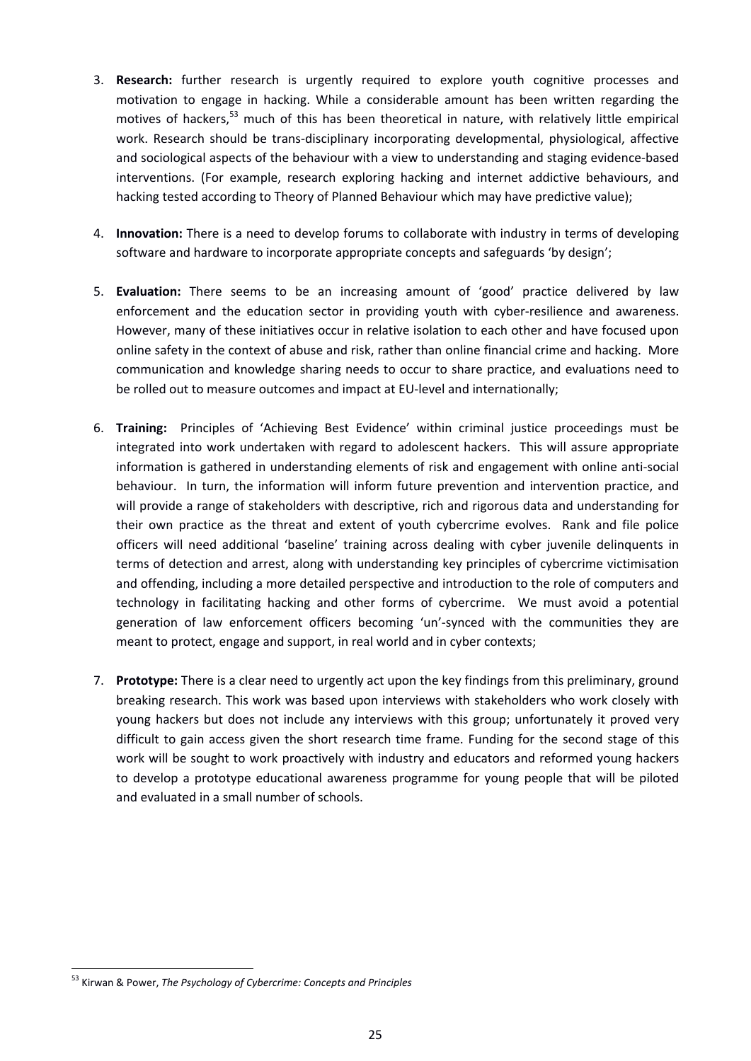3. **Research:** further research is urgently required to explore youth cognitive processes and motivation to engage in hacking. While a considerable amount has been written regarding the motives of hackers,[53] much of this has been theoretical in nature, with relatively little empirical work. Research should be trans-disciplinary incorporating developmental, physiological, affective and sociological aspects of the behaviour with a view to understanding and staging evidence-based interventions. (For example, research exploring hacking and internet addictive behaviours, and hacking tested according to Theory of Planned Behaviour which may have predictive value);

4. **Innovation:** There is a need to develop forums to collaborate with industry in terms of developing software and hardware to incorporate appropriate concepts and safeguards 'by design';

5. **Evaluation:** There seems to be an increasing amount of 'good' practice delivered by law enforcement and the education sector in providing youth with cyber-resilience and awareness. However, many of these initiatives occur in relative isolation to each other and have focused upon online safety in the context of abuse and risk, rather than online financial crime and hacking. More communication and knowledge sharing needs to occur to share practice, and evaluations need to be rolled out to measure outcomes and impact at EU-level and internationally;

6. **Training:** Principles of 'Achieving Best Evidence' within criminal justice proceedings must be integrated into work undertaken with regard to adolescent hackers. This will assure appropriate information is gathered in understanding elements of risk and engagement with online anti-social behaviour. In turn, the information will inform future prevention and intervention practice, and will provide a range of stakeholders with descriptive, rich and rigorous data and understanding for their own practice as the threat and extent of youth cybercrime evolves. Rank and file police officers will need additional 'baseline' training across dealing with cyber juvenile delinquents in terms of detection and arrest, along with understanding key principles of cybercrime victimisation and offending, including a more detailed perspective and introduction to the role of computers and technology in facilitating hacking and other forms of cybercrime. We must avoid a potential generation of law enforcement officers becoming 'un'-synced with the communities they are meant to protect, engage and support, in real world and in cyber contexts;

7. **Prototype:** There is a clear need to urgently act upon the key findings from this preliminary, ground breaking research. This work was based upon interviews with stakeholders who work closely with young hackers but does not include any interviews with this group; unfortunately it proved very difficult to gain access given the short research time frame. Funding for the second stage of this work will be sought to work proactively with industry and educators and reformed young hackers to develop a prototype educational awareness programme for young people that will be piloted and evaluated in a small number of schools.

---

[53] Kirwan & Power, *The Psychology of Cybercrime: Concepts and Principles*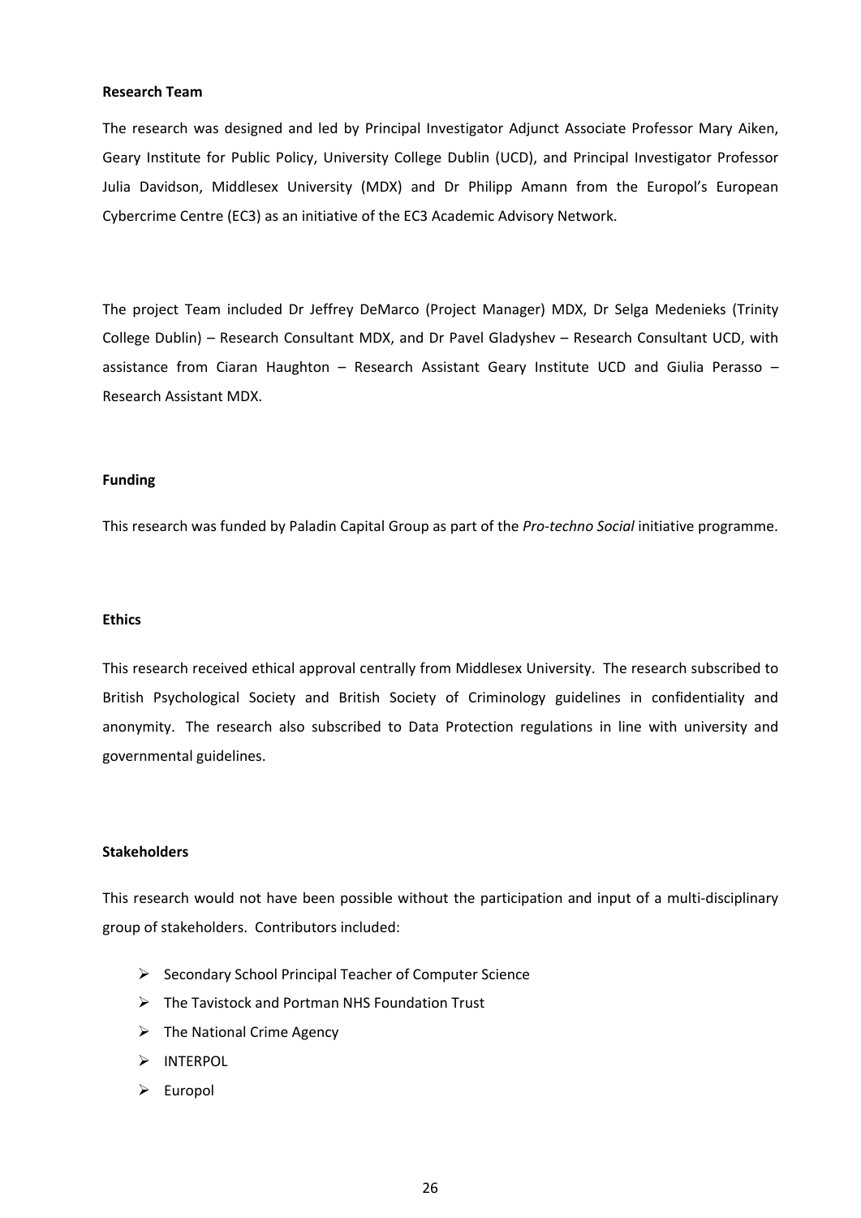**Research Team**

The research was designed and led by Principal Investigator Adjunct Associate Professor Mary Aiken, Geary Institute for Public Policy, University College Dublin (UCD), and Principal Investigator Professor Julia Davidson, Middlesex University (MDX) and Dr Philipp Amann from the Europol's European Cybercrime Centre (EC3) as an initiative of the EC3 Academic Advisory Network.

The project Team included Dr Jeffrey DeMarco (Project Manager) MDX, Dr Selga Medenieks (Trinity College Dublin) – Research Consultant MDX, and Dr Pavel Gladyshev – Research Consultant UCD, with assistance from Ciaran Haughton – Research Assistant Geary Institute UCD and Giulia Perasso – Research Assistant MDX.

**Funding**

This research was funded by Paladin Capital Group as part of the *Pro-techno Social* initiative programme.

**Ethics**

This research received ethical approval centrally from Middlesex University. The research subscribed to British Psychological Society and British Society of Criminology guidelines in confidentiality and anonymity. The research also subscribed to Data Protection regulations in line with university and governmental guidelines.

**Stakeholders**

This research would not have been possible without the participation and input of a multi-disciplinary group of stakeholders. Contributors included:

- Secondary School Principal Teacher of Computer Science
- The Tavistock and Portman NHS Foundation Trust
- The National Crime Agency
- INTERPOL
- Europol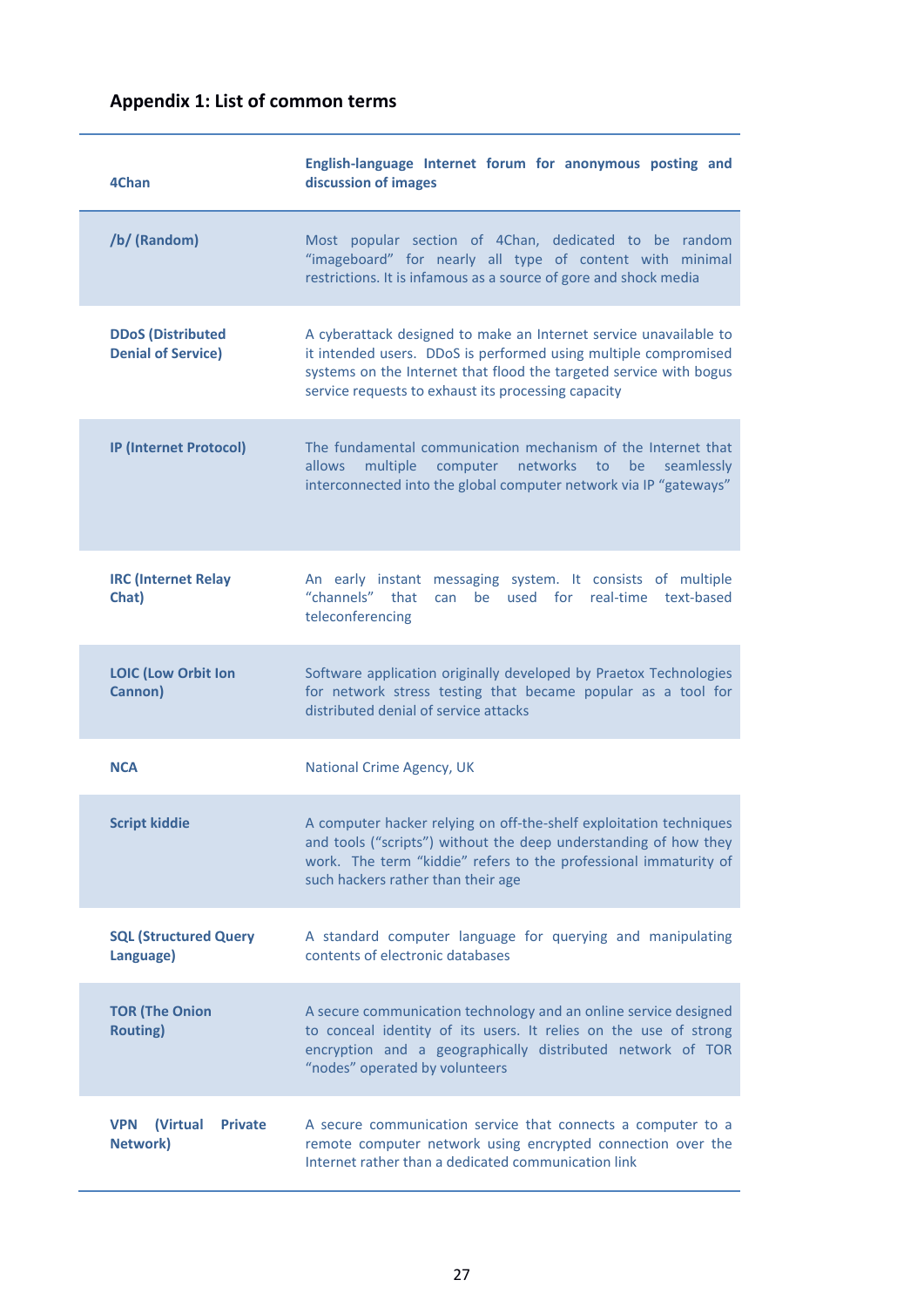## Appendix 1: List of common terms

| | |
|---|---|
| **4Chan** | **English-language Internet forum for anonymous posting and discussion of images** |
| **/b/ (Random)** | Most popular section of 4Chan, dedicated to be random "imageboard" for nearly all type of content with minimal restrictions. It is infamous as a source of gore and shock media |
| **DDoS (Distributed Denial of Service)** | A cyberattack designed to make an Internet service unavailable to it intended users. DDoS is performed using multiple compromised systems on the Internet that flood the targeted service with bogus service requests to exhaust its processing capacity |
| **IP (Internet Protocol)** | The fundamental communication mechanism of the Internet that allows multiple computer networks to be seamlessly interconnected into the global computer network via IP "gateways" |
| **IRC (Internet Relay Chat)** | An early instant messaging system. It consists of multiple "channels" that can be used for real-time text-based teleconferencing |
| **LOIC (Low Orbit Ion Cannon)** | Software application originally developed by Praetox Technologies for network stress testing that became popular as a tool for distributed denial of service attacks |
| **NCA** | National Crime Agency, UK |
| **Script kiddie** | A computer hacker relying on off-the-shelf exploitation techniques and tools ("scripts") without the deep understanding of how they work. The term "kiddie" refers to the professional immaturity of such hackers rather than their age |
| **SQL (Structured Query Language)** | A standard computer language for querying and manipulating contents of electronic databases |
| **TOR (The Onion Routing)** | A secure communication technology and an online service designed to conceal identity of its users. It relies on the use of strong encryption and a geographically distributed network of TOR "nodes" operated by volunteers |
| **VPN (Virtual Private Network)** | A secure communication service that connects a computer to a remote computer network using encrypted connection over the Internet rather than a dedicated communication link |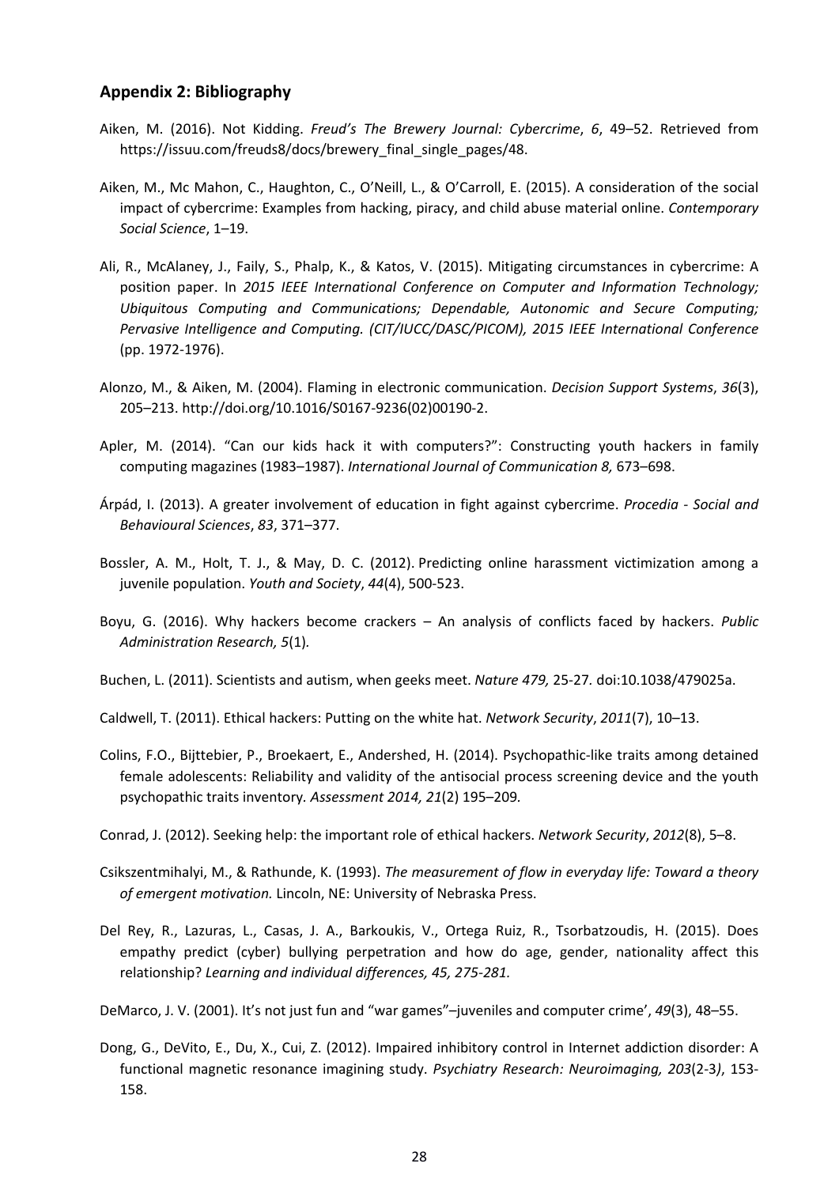## Appendix 2: Bibliography

Aiken, M. (2016). Not Kidding. *Freud's The Brewery Journal: Cybercrime*, *6*, 49–52. Retrieved from https://issuu.com/freuds8/docs/brewery_final_single_pages/48.

Aiken, M., Mc Mahon, C., Haughton, C., O'Neill, L., & O'Carroll, E. (2015). A consideration of the social impact of cybercrime: Examples from hacking, piracy, and child abuse material online. *Contemporary Social Science*, 1–19.

Ali, R., McAlaney, J., Faily, S., Phalp, K., & Katos, V. (2015). Mitigating circumstances in cybercrime: A position paper. In *2015 IEEE International Conference on Computer and Information Technology; Ubiquitous Computing and Communications; Dependable, Autonomic and Secure Computing; Pervasive Intelligence and Computing. (CIT/IUCC/DASC/PICOM), 2015 IEEE International Conference* (pp. 1972-1976).

Alonzo, M., & Aiken, M. (2004). Flaming in electronic communication. *Decision Support Systems*, *36*(3), 205–213. http://doi.org/10.1016/S0167-9236(02)00190-2.

Apler, M. (2014). "Can our kids hack it with computers?": Constructing youth hackers in family computing magazines (1983–1987). *International Journal of Communication 8,* 673–698.

Árpád, I. (2013). A greater involvement of education in fight against cybercrime. *Procedia - Social and Behavioural Sciences*, *83*, 371–377.

Bossler, A. M., Holt, T. J., & May, D. C. (2012). Predicting online harassment victimization among a juvenile population. *Youth and Society*, *44*(4), 500-523.

Boyu, G. (2016). Why hackers become crackers – An analysis of conflicts faced by hackers. *Public Administration Research, 5*(1)*.*

Buchen, L. (2011). Scientists and autism, when geeks meet. *Nature 479,* 25-27*.* doi:10.1038/479025a.

Caldwell, T. (2011). Ethical hackers: Putting on the white hat. *Network Security*, *2011*(7), 10–13.

Colins, F.O., Bijttebier, P., Broekaert, E., Andershed, H. (2014). Psychopathic-like traits among detained female adolescents: Reliability and validity of the antisocial process screening device and the youth psychopathic traits inventory. *Assessment 2014, 21*(2) 195–209*.*

Conrad, J. (2012). Seeking help: the important role of ethical hackers. *Network Security*, *2012*(8), 5–8.

Csikszentmihalyi, M., & Rathunde, K. (1993). *The measurement of flow in everyday life: Toward a theory of emergent motivation.* Lincoln, NE: University of Nebraska Press.

Del Rey, R., Lazuras, L., Casas, J. A., Barkoukis, V., Ortega Ruiz, R., Tsorbatzoudis, H. (2015). Does empathy predict (cyber) bullying perpetration and how do age, gender, nationality affect this relationship? *Learning and individual differences, 45, 275-281.*

DeMarco, J. V. (2001). It's not just fun and "war games"–juveniles and computer crime', *49*(3), 48–55.

Dong, G., DeVito, E., Du, X., Cui, Z. (2012). Impaired inhibitory control in Internet addiction disorder: A functional magnetic resonance imagining study. *Psychiatry Research: Neuroimaging, 203*(2-3*)*, 153-158.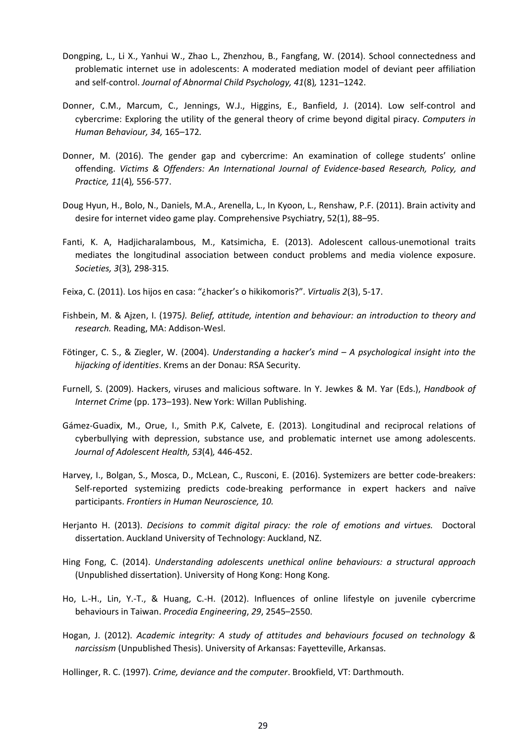Dongping, L., Li X., Yanhui W., Zhao L., Zhenzhou, B., Fangfang, W. (2014). School connectedness and problematic internet use in adolescents: A moderated mediation model of deviant peer affiliation and self-control. *Journal of Abnormal Child Psychology, 41*(8)*,* 1231–1242.

Donner, C.M., Marcum, C., Jennings, W.J., Higgins, E., Banfield, J. (2014). Low self-control and cybercrime: Exploring the utility of the general theory of crime beyond digital piracy. *Computers in Human Behaviour, 34,* 165–172*.*

Donner, M. (2016). The gender gap and cybercrime: An examination of college students' online offending. *Victims & Offenders: An International Journal of Evidence-based Research, Policy, and Practice, 11*(4)*,* 556-577.

Doug Hyun, H., Bolo, N., Daniels, M.A., Arenella, L., In Kyoon, L., Renshaw, P.F. (2011). Brain activity and desire for internet video game play. Comprehensive Psychiatry, 52(1), 88–95.

Fanti, K. A, Hadjicharalambous, M., Katsimicha, E. (2013). Adolescent callous-unemotional traits mediates the longitudinal association between conduct problems and media violence exposure. *Societies, 3*(3)*,* 298-315*.*

Feixa, C. (2011). Los hijos en casa: "¿hacker's o hikikomoris?". *Virtualis 2*(3), 5-17.

Fishbein, M. & Ajzen, I. (1975*). Belief, attitude, intention and behaviour: an introduction to theory and research.* Reading, MA: Addison-Wesl.

Fötinger, C. S., & Ziegler, W. (2004). *Understanding a hacker's mind – A psychological insight into the hijacking of identities*. Krems an der Donau: RSA Security.

Furnell, S. (2009). Hackers, viruses and malicious software. In Y. Jewkes & M. Yar (Eds.), *Handbook of Internet Crime* (pp. 173–193). New York: Willan Publishing.

Gámez-Guadix, M., Orue, I., Smith P.K, Calvete, E. (2013). Longitudinal and reciprocal relations of cyberbullying with depression, substance use, and problematic internet use among adolescents. *Journal of Adolescent Health, 53*(4)*,* 446-452.

Harvey, I., Bolgan, S., Mosca, D., McLean, C., Rusconi, E. (2016). Systemizers are better code-breakers: Self-reported systemizing predicts code-breaking performance in expert hackers and naïve participants. *Frontiers in Human Neuroscience, 10.*

Herjanto H. (2013). *Decisions to commit digital piracy: the role of emotions and virtues.* Doctoral dissertation. Auckland University of Technology: Auckland, NZ.

Hing Fong, C. (2014). *Understanding adolescents unethical online behaviours: a structural approach* (Unpublished dissertation). University of Hong Kong: Hong Kong.

Ho, L.-H., Lin, Y.-T., & Huang, C.-H. (2012). Influences of online lifestyle on juvenile cybercrime behaviours in Taiwan. *Procedia Engineering*, *29*, 2545–2550.

Hogan, J. (2012). *Academic integrity: A study of attitudes and behaviours focused on technology & narcissism* (Unpublished Thesis). University of Arkansas: Fayetteville, Arkansas.

Hollinger, R. C. (1997). *Crime, deviance and the computer*. Brookfield, VT: Darthmouth.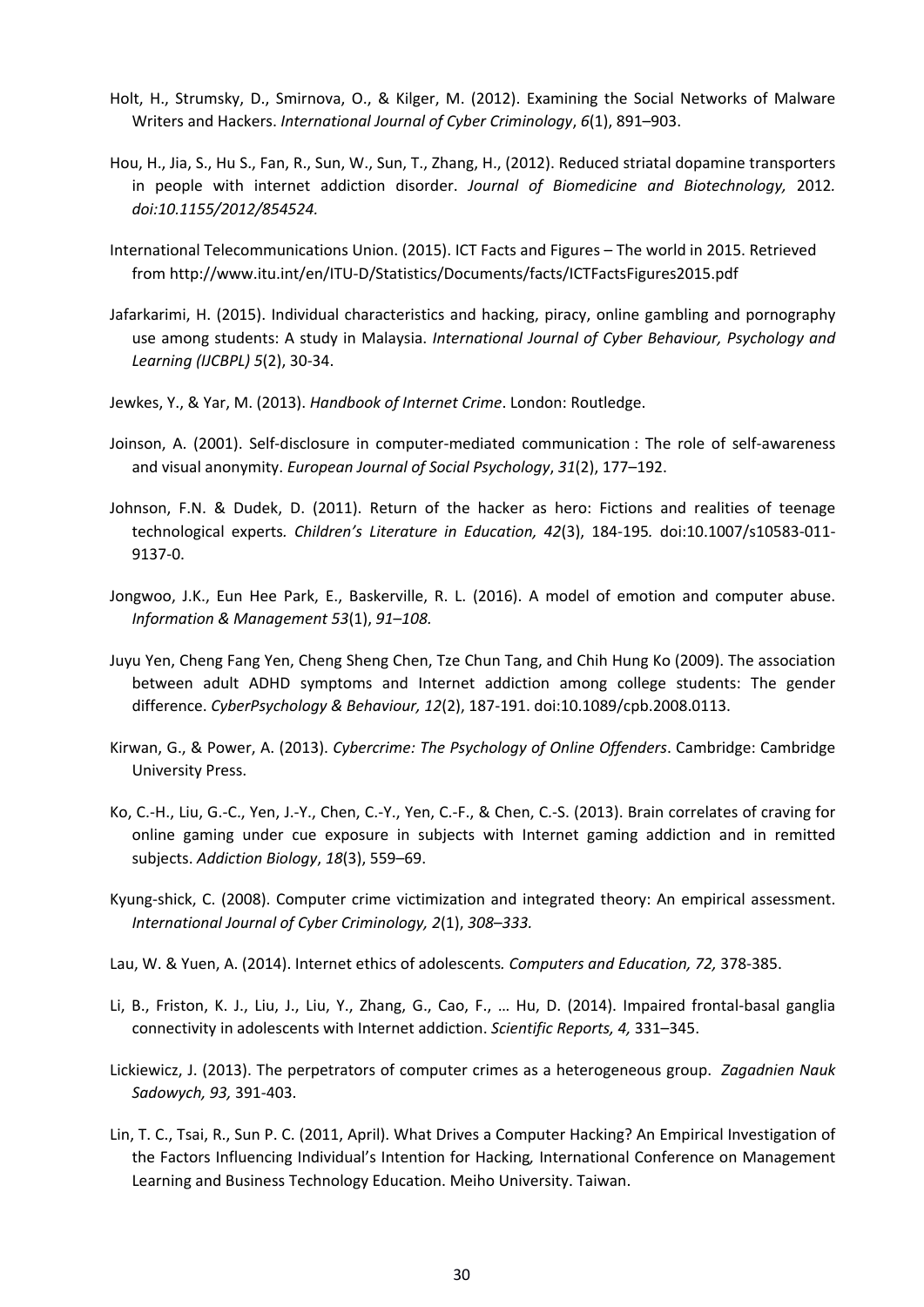Holt, H., Strumsky, D., Smirnova, O., & Kilger, M. (2012). Examining the Social Networks of Malware Writers and Hackers. *International Journal of Cyber Criminology*, *6*(1), 891–903.

Hou, H., Jia, S., Hu S., Fan, R., Sun, W., Sun, T., Zhang, H., (2012). Reduced striatal dopamine transporters in people with internet addiction disorder. *Journal of Biomedicine and Biotechnology,* 2012*. doi:10.1155/2012/854524.*

International Telecommunications Union. (2015). ICT Facts and Figures – The world in 2015. Retrieved from http://www.itu.int/en/ITU-D/Statistics/Documents/facts/ICTFactsFigures2015.pdf

Jafarkarimi, H. (2015). Individual characteristics and hacking, piracy, online gambling and pornography use among students: A study in Malaysia. *International Journal of Cyber Behaviour, Psychology and Learning (IJCBPL) 5*(2), 30-34.

Jewkes, Y., & Yar, M. (2013). *Handbook of Internet Crime*. London: Routledge.

Joinson, A. (2001). Self-disclosure in computer-mediated communication : The role of self-awareness and visual anonymity. *European Journal of Social Psychology*, *31*(2), 177–192.

Johnson, F.N. & Dudek, D. (2011). Return of the hacker as hero: Fictions and realities of teenage technological experts*. Children's Literature in Education, 42*(3), 184-195*.* doi:10.1007/s10583-011-9137-0.

Jongwoo, J.K., Eun Hee Park, E., Baskerville, R. L. (2016). A model of emotion and computer abuse. *Information & Management 53*(1), *91–108.*

Juyu Yen, Cheng Fang Yen, Cheng Sheng Chen, Tze Chun Tang, and Chih Hung Ko (2009). The association between adult ADHD symptoms and Internet addiction among college students: The gender difference. *CyberPsychology & Behaviour, 12*(2), 187-191. doi:10.1089/cpb.2008.0113.

Kirwan, G., & Power, A. (2013). *Cybercrime: The Psychology of Online Offenders*. Cambridge: Cambridge University Press.

Ko, C.-H., Liu, G.-C., Yen, J.-Y., Chen, C.-Y., Yen, C.-F., & Chen, C.-S. (2013). Brain correlates of craving for online gaming under cue exposure in subjects with Internet gaming addiction and in remitted subjects. *Addiction Biology*, *18*(3), 559–69.

Kyung-shick, C. (2008). Computer crime victimization and integrated theory: An empirical assessment. *International Journal of Cyber Criminology, 2*(1), *308–333.*

Lau, W. & Yuen, A. (2014). Internet ethics of adolescents*. Computers and Education, 72,* 378-385.

Li, B., Friston, K. J., Liu, J., Liu, Y., Zhang, G., Cao, F., … Hu, D. (2014). Impaired frontal-basal ganglia connectivity in adolescents with Internet addiction. *Scientific Reports, 4,* 331–345.

Lickiewicz, J. (2013). The perpetrators of computer crimes as a heterogeneous group. *Zagadnien Nauk Sadowych, 93,* 391-403.

Lin, T. C., Tsai, R., Sun P. C. (2011, April). What Drives a Computer Hacking? An Empirical Investigation of the Factors Influencing Individual's Intention for Hacking*,* International Conference on Management Learning and Business Technology Education. Meiho University. Taiwan.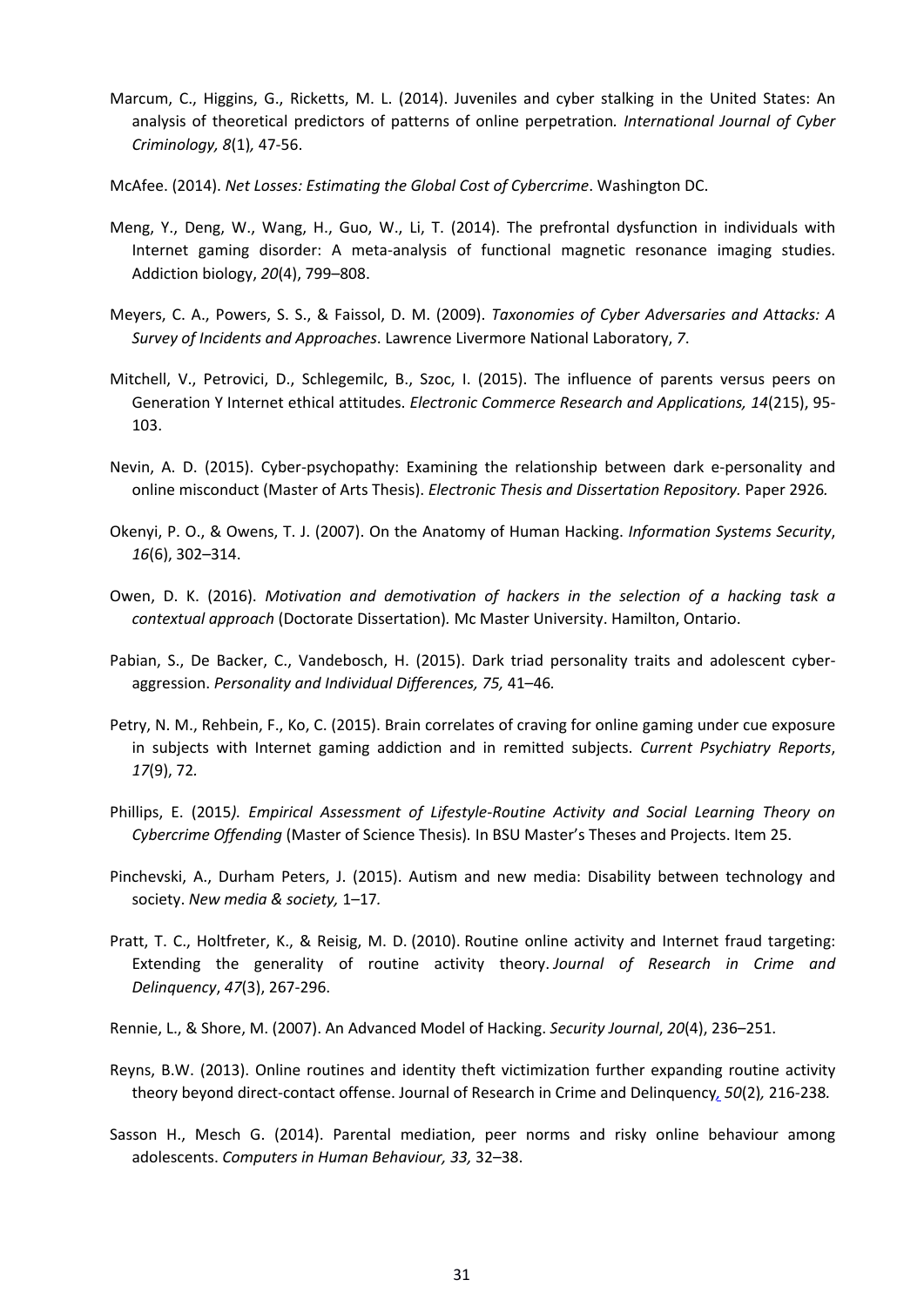Marcum, C., Higgins, G., Ricketts, M. L. (2014). Juveniles and cyber stalking in the United States: An analysis of theoretical predictors of patterns of online perpetration*. International Journal of Cyber Criminology, 8*(1)*,* 47-56.

McAfee. (2014). *Net Losses: Estimating the Global Cost of Cybercrime*. Washington DC.

Meng, Y., Deng, W., Wang, H., Guo, W., Li, T. (2014). The prefrontal dysfunction in individuals with Internet gaming disorder: A meta-analysis of functional magnetic resonance imaging studies. Addiction biology, *20*(4), 799–808.

Meyers, C. A., Powers, S. S., & Faissol, D. M. (2009). *Taxonomies of Cyber Adversaries and Attacks: A Survey of Incidents and Approaches*. Lawrence Livermore National Laboratory, *7*.

Mitchell, V., Petrovici, D., Schlegemilc, B., Szoc, I. (2015). The influence of parents versus peers on Generation Y Internet ethical attitudes. *Electronic Commerce Research and Applications, 14*(215), 95-103.

Nevin, A. D. (2015). Cyber-psychopathy: Examining the relationship between dark e-personality and online misconduct (Master of Arts Thesis). *Electronic Thesis and Dissertation Repository.* Paper 2926*.*

Okenyi, P. O., & Owens, T. J. (2007). On the Anatomy of Human Hacking. *Information Systems Security*, *16*(6), 302–314.

Owen, D. K. (2016). *Motivation and demotivation of hackers in the selection of a hacking task a contextual approach* (Doctorate Dissertation)*.* Mc Master University. Hamilton, Ontario.

Pabian, S., De Backer, C., Vandebosch, H. (2015). Dark triad personality traits and adolescent cyber-aggression. *Personality and Individual Differences, 75,* 41–46*.*

Petry, N. M., Rehbein, F., Ko, C. (2015). Brain correlates of craving for online gaming under cue exposure in subjects with Internet gaming addiction and in remitted subjects. *Current Psychiatry Reports*, *17*(9), 72*.*

Phillips, E. (2015*). Empirical Assessment of Lifestyle-Routine Activity and Social Learning Theory on Cybercrime Offending* (Master of Science Thesis)*.* In BSU Master's Theses and Projects. Item 25.

Pinchevski, A., Durham Peters, J. (2015). Autism and new media: Disability between technology and society. *New media & society,* 1–17*.*

Pratt, T. C., Holtfreter, K., & Reisig, M. D. (2010). Routine online activity and Internet fraud targeting: Extending the generality of routine activity theory. *Journal of Research in Crime and Delinquency*, *47*(3), 267-296.

Rennie, L., & Shore, M. (2007). An Advanced Model of Hacking. *Security Journal*, *20*(4), 236–251.

Reyns, B.W. (2013). Online routines and identity theft victimization further expanding routine activity theory beyond direct-contact offense. Journal of Research in Crime and Delinquency*, 50*(2)*,* 216-238*.*

Sasson H., Mesch G. (2014). Parental mediation, peer norms and risky online behaviour among adolescents. *Computers in Human Behaviour, 33,* 32–38.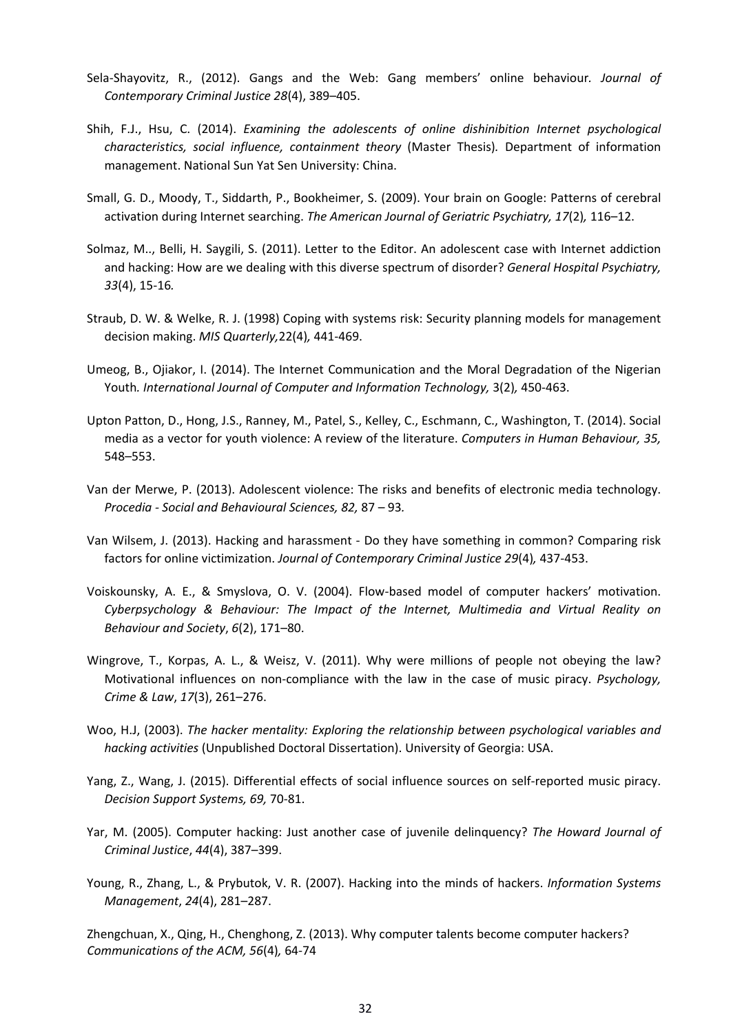Sela-Shayovitz, R., (2012). Gangs and the Web: Gang members' online behaviour. *Journal of Contemporary Criminal Justice 28*(4), 389–405.

Shih, F.J., Hsu, C. (2014). *Examining the adolescents of online dishinibition Internet psychological characteristics, social influence, containment theory* (Master Thesis). Department of information management. National Sun Yat Sen University: China.

Small, G. D., Moody, T., Siddarth, P., Bookheimer, S. (2009). Your brain on Google: Patterns of cerebral activation during Internet searching. *The American Journal of Geriatric Psychiatry, 17*(2), 116–12.

Solmaz, M.., Belli, H. Saygili, S. (2011). Letter to the Editor. An adolescent case with Internet addiction and hacking: How are we dealing with this diverse spectrum of disorder? *General Hospital Psychiatry, 33*(4), 15-16.

Straub, D. W. & Welke, R. J. (1998) Coping with systems risk: Security planning models for management decision making. *MIS Quarterly,*22(4), 441-469.

Umeog, B., Ojiakor, I. (2014). The Internet Communication and the Moral Degradation of the Nigerian Youth. *International Journal of Computer and Information Technology,* 3(2), 450-463.

Upton Patton, D., Hong, J.S., Ranney, M., Patel, S., Kelley, C., Eschmann, C., Washington, T. (2014). Social media as a vector for youth violence: A review of the literature. *Computers in Human Behaviour, 35,* 548–553.

Van der Merwe, P. (2013). Adolescent violence: The risks and benefits of electronic media technology. *Procedia - Social and Behavioural Sciences, 82,* 87 – 93.

Van Wilsem, J. (2013). Hacking and harassment - Do they have something in common? Comparing risk factors for online victimization. *Journal of Contemporary Criminal Justice 29*(4), 437-453.

Voiskounsky, A. E., & Smyslova, O. V. (2004). Flow-based model of computer hackers' motivation. *Cyberpsychology & Behaviour: The Impact of the Internet, Multimedia and Virtual Reality on Behaviour and Society*, *6*(2), 171–80.

Wingrove, T., Korpas, A. L., & Weisz, V. (2011). Why were millions of people not obeying the law? Motivational influences on non-compliance with the law in the case of music piracy. *Psychology, Crime & Law*, *17*(3), 261–276.

Woo, H.J, (2003). *The hacker mentality: Exploring the relationship between psychological variables and hacking activities* (Unpublished Doctoral Dissertation). University of Georgia: USA.

Yang, Z., Wang, J. (2015). Differential effects of social influence sources on self-reported music piracy. *Decision Support Systems, 69,* 70-81.

Yar, M. (2005). Computer hacking: Just another case of juvenile delinquency? *The Howard Journal of Criminal Justice*, *44*(4), 387–399.

Young, R., Zhang, L., & Prybutok, V. R. (2007). Hacking into the minds of hackers. *Information Systems Management*, *24*(4), 281–287.

Zhengchuan, X., Qing, H., Chenghong, Z. (2013). Why computer talents become computer hackers? *Communications of the ACM, 56*(4), 64-74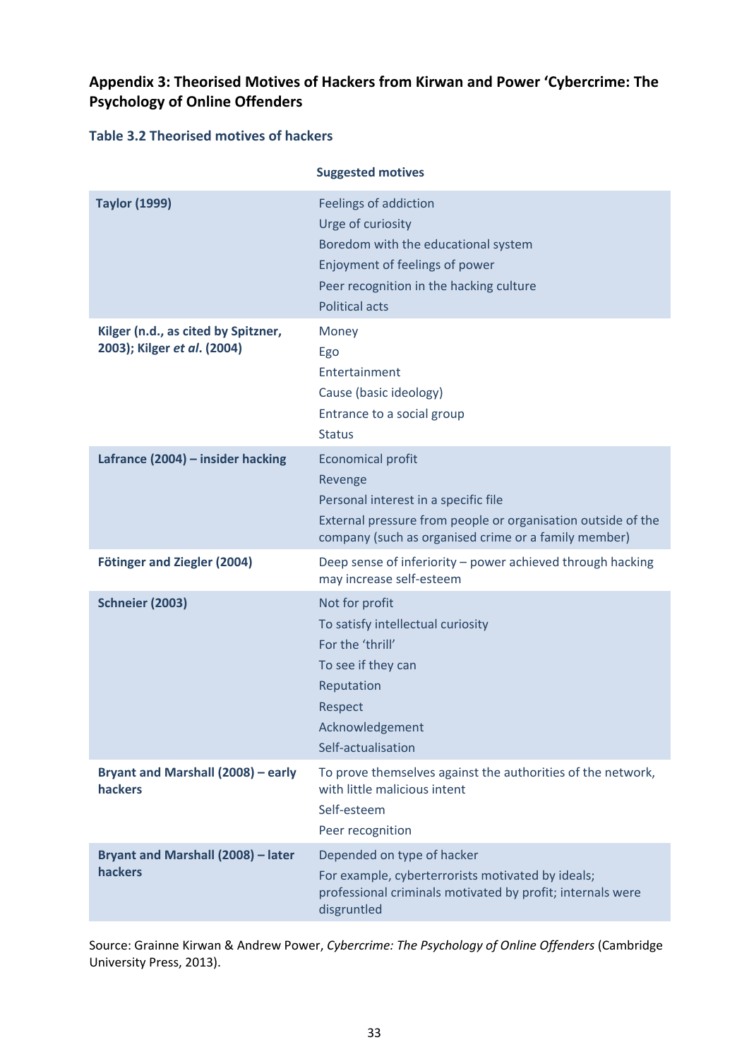## Appendix 3: Theorised Motives of Hackers from Kirwan and Power 'Cybercrime: The Psychology of Online Offenders

### Table 3.2 Theorised motives of hackers

| | Suggested motives |
|---|---|
| **Taylor (1999)** | Feelings of addiction<br>Urge of curiosity<br>Boredom with the educational system<br>Enjoyment of feelings of power<br>Peer recognition in the hacking culture<br>Political acts |
| **Kilger (n.d., as cited by Spitzner, 2003); Kilger *et al*. (2004)** | Money<br>Ego<br>Entertainment<br>Cause (basic ideology)<br>Entrance to a social group<br>Status |
| **Lafrance (2004) – insider hacking** | Economical profit<br>Revenge<br>Personal interest in a specific file<br>External pressure from people or organisation outside of the company (such as organised crime or a family member) |
| **Fötinger and Ziegler (2004)** | Deep sense of inferiority – power achieved through hacking may increase self-esteem |
| **Schneier (2003)** | Not for profit<br>To satisfy intellectual curiosity<br>For the 'thrill'<br>To see if they can<br>Reputation<br>Respect<br>Acknowledgement<br>Self-actualisation |
| **Bryant and Marshall (2008) – early hackers** | To prove themselves against the authorities of the network, with little malicious intent<br>Self-esteem<br>Peer recognition |
| **Bryant and Marshall (2008) – later hackers** | Depended on type of hacker<br>For example, cyberterrorists motivated by ideals; professional criminals motivated by profit; internals were disgruntled |

Source: Grainne Kirwan & Andrew Power, *Cybercrime: The Psychology of Online Offenders* (Cambridge University Press, 2013).